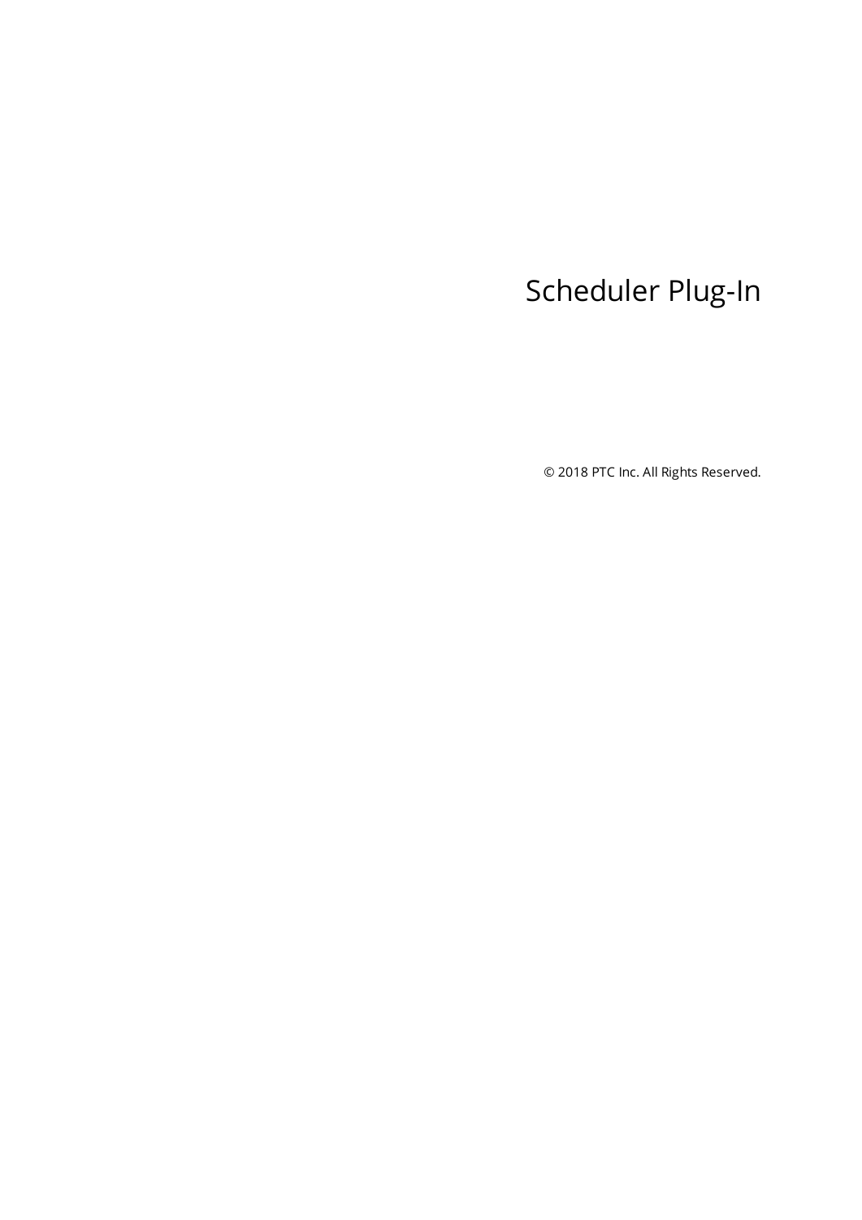# Scheduler Plug-In

© 2018 PTC Inc. All Rights Reserved.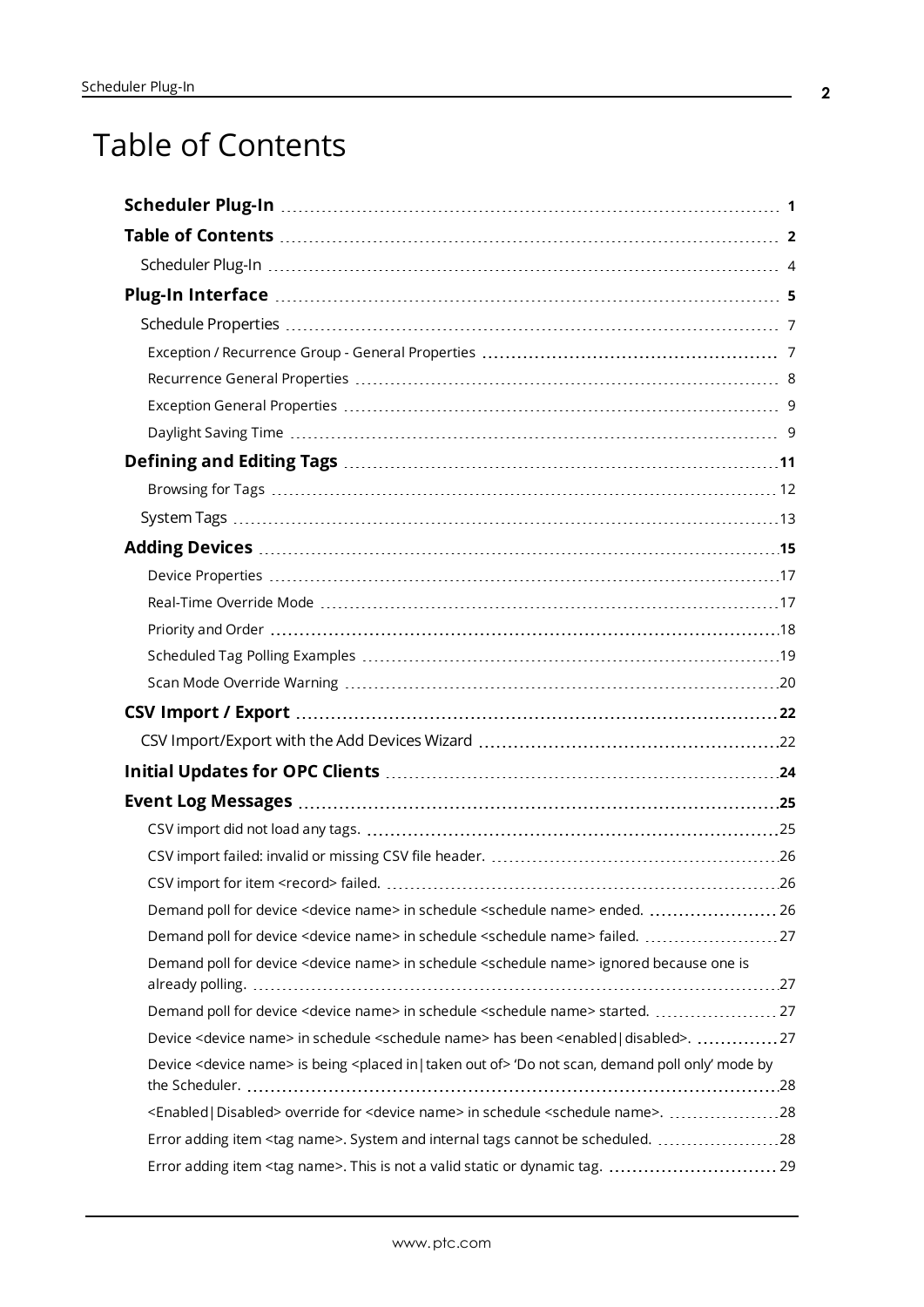# Table of Contents

**Scheduler Plug-In** ..... **1**

**Table of Contents** ..... **2**

Scheduler Plug-In ..... 4

**Plug-In Interface** ..... **5**

Schedule Properties ..... 7

Exception / Recurrence Group - General Properties ..... 7

Recurrence General Properties ..... 8

Exception General Properties ..... 9

Daylight Saving Time ..... 9

**Defining and Editing Tags** ..... **11**

Browsing for Tags ..... 12

System Tags ..... 13

**Adding Devices** ..... **15**

Device Properties ..... 17

Real-Time Override Mode ..... 17

Priority and Order ..... 18

Scheduled Tag Polling Examples ..... 19

Scan Mode Override Warning ..... 20

**CSV Import / Export** ..... **22**

CSV Import/Export with the Add Devices Wizard ..... 22

**Initial Updates for OPC Clients** ..... **24**

**Event Log Messages** ..... **25**

CSV import did not load any tags. ..... 25

CSV import failed: invalid or missing CSV file header. ..... 26

CSV import for item <record> failed. ..... 26

Demand poll for device <device name> in schedule <schedule name> ended. ..... 26

Demand poll for device <device name> in schedule <schedule name> failed. ..... 27

Demand poll for device <device name> in schedule <schedule name> ignored because one is already polling. ..... 27

Demand poll for device <device name> in schedule <schedule name> started. ..... 27

Device <device name> in schedule <schedule name> has been <enabled|disabled>. ..... 27

Device <device name> is being <placed in|taken out of> 'Do not scan, demand poll only' mode by the Scheduler. ..... 28

<Enabled|Disabled> override for <device name> in schedule <schedule name>. ..... 28

Error adding item <tag name>. System and internal tags cannot be scheduled. ..... 28

Error adding item <tag name>. This is not a valid static or dynamic tag. ..... 29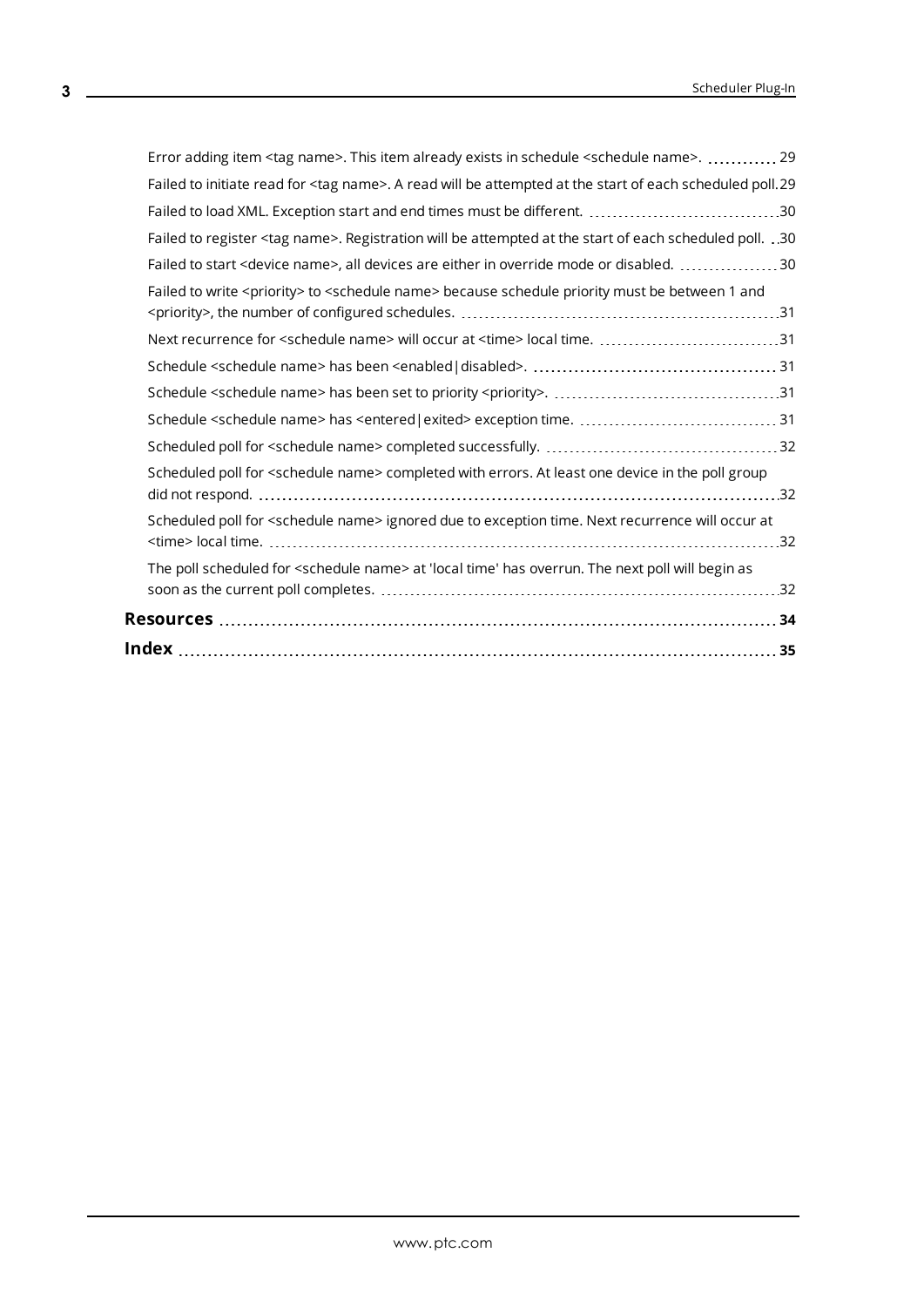Error adding item <tag name>. This item already exists in schedule <schedule name>. 29

Failed to initiate read for <tag name>. A read will be attempted at the start of each scheduled poll. 29

Failed to load XML. Exception start and end times must be different. 30

Failed to register <tag name>. Registration will be attempted at the start of each scheduled poll. 30

Failed to start <device name>, all devices are either in override mode or disabled. 30

Failed to write <priority> to <schedule name> because schedule priority must be between 1 and <priority>, the number of configured schedules. 31

Next recurrence for <schedule name> will occur at <time> local time. 31

Schedule <schedule name> has been <enabled|disabled>. 31

Schedule <schedule name> has been set to priority <priority>. 31

Schedule <schedule name> has <entered|exited> exception time. 31

Scheduled poll for <schedule name> completed successfully. 32

Scheduled poll for <schedule name> completed with errors. At least one device in the poll group did not respond. 32

Scheduled poll for <schedule name> ignored due to exception time. Next recurrence will occur at <time> local time. 32

The poll scheduled for <schedule name> at 'local time' has overrun. The next poll will begin as soon as the current poll completes. 32

**Resources** **34**

**Index** **35**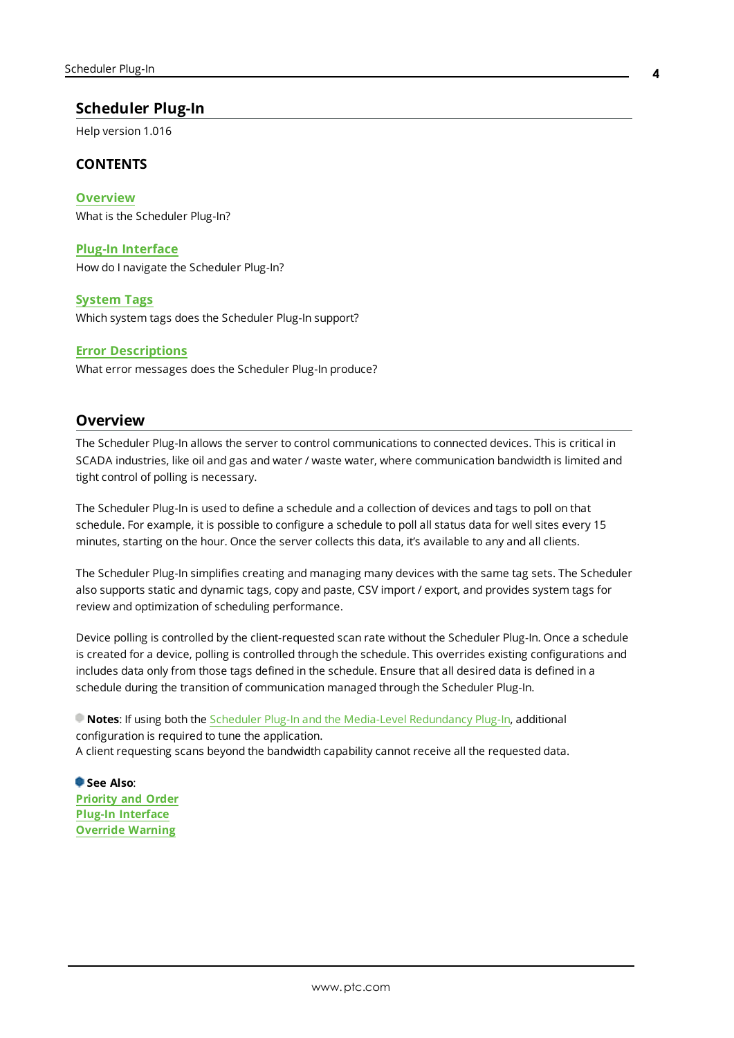# Scheduler Plug-In

Help version 1.016

## CONTENTS

**Overview**
What is the Scheduler Plug-In?

**Plug-In Interface**
How do I navigate the Scheduler Plug-In?

**System Tags**
Which system tags does the Scheduler Plug-In support?

**Error Descriptions**
What error messages does the Scheduler Plug-In produce?

## Overview

The Scheduler Plug-In allows the server to control communications to connected devices. This is critical in SCADA industries, like oil and gas and water / waste water, where communication bandwidth is limited and tight control of polling is necessary.

The Scheduler Plug-In is used to define a schedule and a collection of devices and tags to poll on that schedule. For example, it is possible to configure a schedule to poll all status data for well sites every 15 minutes, starting on the hour. Once the server collects this data, it's available to any and all clients.

The Scheduler Plug-In simplifies creating and managing many devices with the same tag sets. The Scheduler also supports static and dynamic tags, copy and paste, CSV import / export, and provides system tags for review and optimization of scheduling performance.

Device polling is controlled by the client-requested scan rate without the Scheduler Plug-In. Once a schedule is created for a device, polling is controlled through the schedule. This overrides existing configurations and includes data only from those tags defined in the schedule. Ensure that all desired data is defined in a schedule during the transition of communication managed through the Scheduler Plug-In.

**Notes**: If using both the Scheduler Plug-In and the Media-Level Redundancy Plug-In, additional configuration is required to tune the application.
A client requesting scans beyond the bandwidth capability cannot receive all the requested data.

**See Also**:
**Priority and Order**
**Plug-In Interface**
**Override Warning**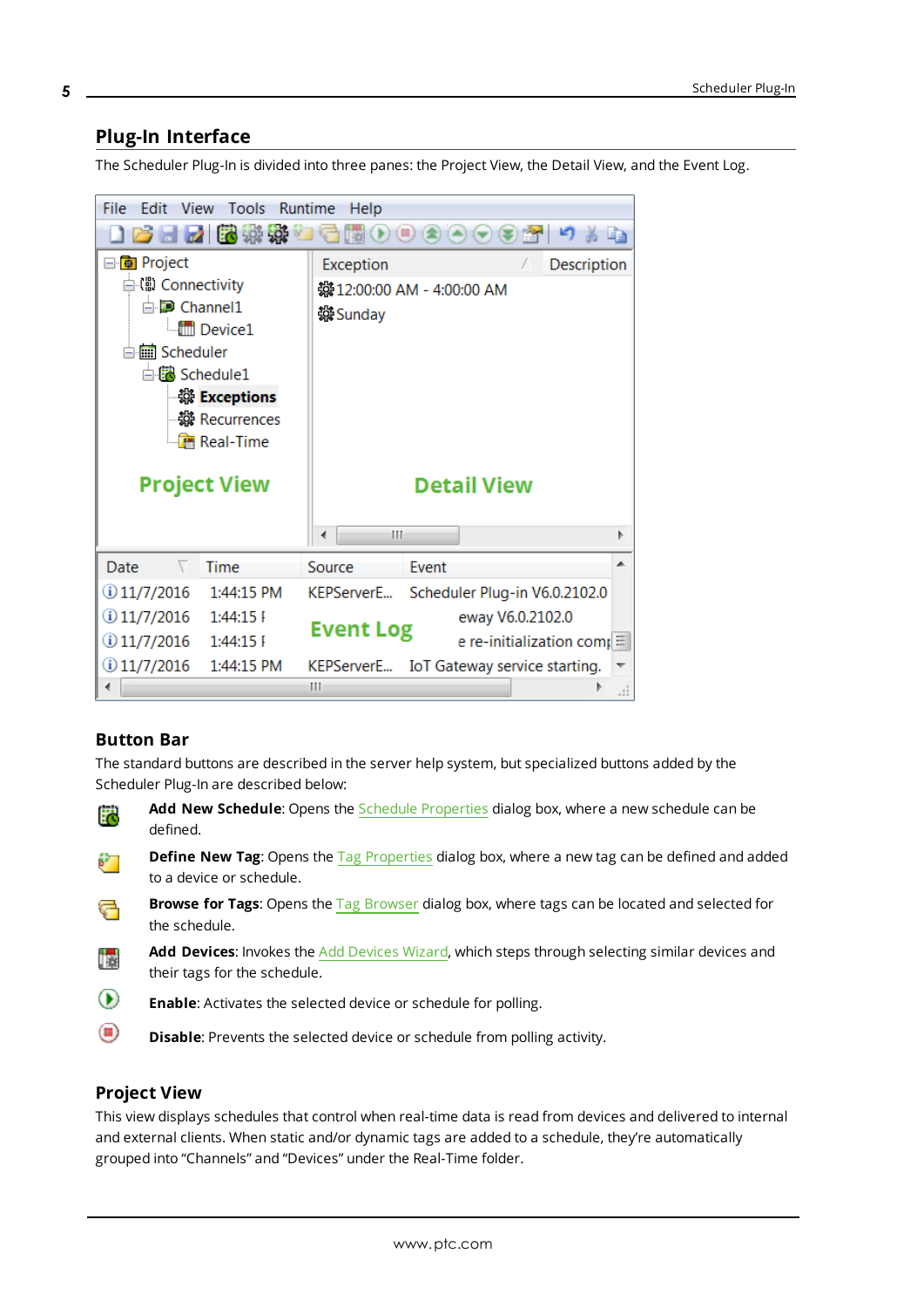## Plug-In Interface

The Scheduler Plug-In is divided into three panes: the Project View, the Detail View, and the Event Log.

### Button Bar

The standard buttons are described in the server help system, but specialized buttons added by the Scheduler Plug-In are described below:

**Add New Schedule**: Opens the Schedule Properties dialog box, where a new schedule can be defined.

**Define New Tag**: Opens the Tag Properties dialog box, where a new tag can be defined and added to a device or schedule.

**Browse for Tags**: Opens the Tag Browser dialog box, where tags can be located and selected for the schedule.

**Add Devices**: Invokes the Add Devices Wizard, which steps through selecting similar devices and their tags for the schedule.

**Enable**: Activates the selected device or schedule for polling.

**Disable**: Prevents the selected device or schedule from polling activity.

### Project View

This view displays schedules that control when real-time data is read from devices and delivered to internal and external clients. When static and/or dynamic tags are added to a schedule, they're automatically grouped into "Channels" and "Devices" under the Real-Time folder.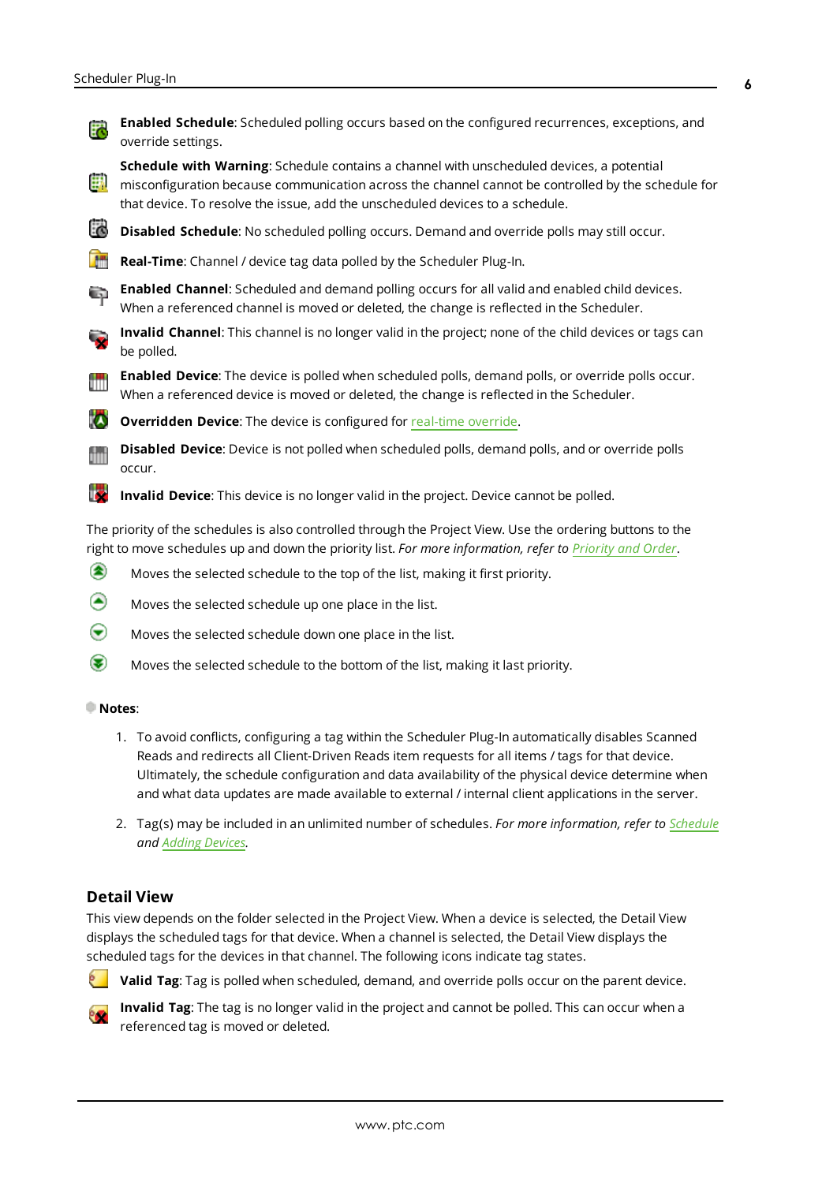**Enabled Schedule**: Scheduled polling occurs based on the configured recurrences, exceptions, and override settings.

**Schedule with Warning**: Schedule contains a channel with unscheduled devices, a potential misconfiguration because communication across the channel cannot be controlled by the schedule for that device. To resolve the issue, add the unscheduled devices to a schedule.

**Disabled Schedule**: No scheduled polling occurs. Demand and override polls may still occur.

**Real-Time**: Channel / device tag data polled by the Scheduler Plug-In.

**Enabled Channel**: Scheduled and demand polling occurs for all valid and enabled child devices. When a referenced channel is moved or deleted, the change is reflected in the Scheduler.

**Invalid Channel**: This channel is no longer valid in the project; none of the child devices or tags can be polled.

**Enabled Device**: The device is polled when scheduled polls, demand polls, or override polls occur. When a referenced device is moved or deleted, the change is reflected in the Scheduler.

**Overridden Device**: The device is configured for real-time override.

**Disabled Device**: Device is not polled when scheduled polls, demand polls, and or override polls occur.

**Invalid Device**: This device is no longer valid in the project. Device cannot be polled.

The priority of the schedules is also controlled through the Project View. Use the ordering buttons to the right to move schedules up and down the priority list. *For more information, refer to Priority and Order*.

Moves the selected schedule to the top of the list, making it first priority.

Moves the selected schedule up one place in the list.

Moves the selected schedule down one place in the list.

Moves the selected schedule to the bottom of the list, making it last priority.

**Notes**:

1. To avoid conflicts, configuring a tag within the Scheduler Plug-In automatically disables Scanned Reads and redirects all Client-Driven Reads item requests for all items / tags for that device. Ultimately, the schedule configuration and data availability of the physical device determine when and what data updates are made available to external / internal client applications in the server.

2. Tag(s) may be included in an unlimited number of schedules. *For more information, refer to Schedule and Adding Devices.*

## Detail View

This view depends on the folder selected in the Project View. When a device is selected, the Detail View displays the scheduled tags for that device. When a channel is selected, the Detail View displays the scheduled tags for the devices in that channel. The following icons indicate tag states.

**Valid Tag**: Tag is polled when scheduled, demand, and override polls occur on the parent device.

**Invalid Tag**: The tag is no longer valid in the project and cannot be polled. This can occur when a referenced tag is moved or deleted.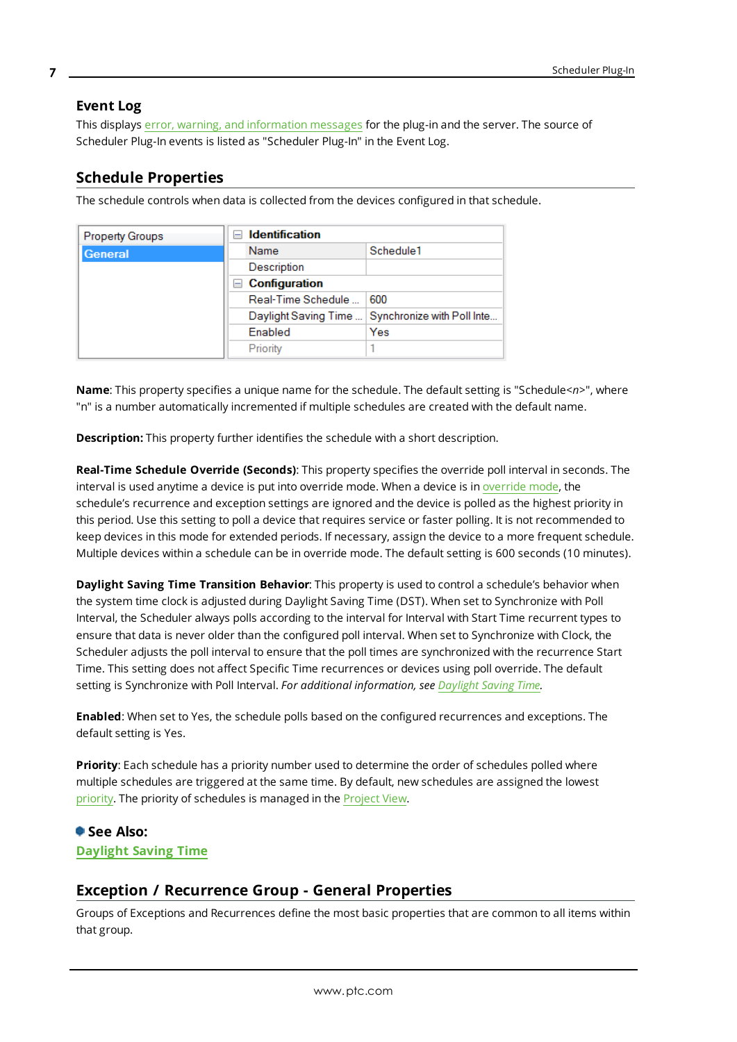### Event Log

This displays error, warning, and information messages for the plug-in and the server. The source of Scheduler Plug-In events is listed as "Scheduler Plug-In" in the Event Log.

## Schedule Properties

The schedule controls when data is collected from the devices configured in that schedule.

| Property Groups | | |
|---|---|---|
| **General** | **Identification** | |
| | Name | Schedule1 |
| | Description | |
| | **Configuration** | |
| | Real-Time Schedule ... | 600 |
| | Daylight Saving Time ... | Synchronize with Poll Inte... |
| | Enabled | Yes |
| | Priority | 1 |

**Name**: This property specifies a unique name for the schedule. The default setting is "Schedule<*n*>", where "n" is a number automatically incremented if multiple schedules are created with the default name.

**Description:** This property further identifies the schedule with a short description.

**Real-Time Schedule Override (Seconds)**: This property specifies the override poll interval in seconds. The interval is used anytime a device is put into override mode. When a device is in override mode, the schedule's recurrence and exception settings are ignored and the device is polled as the highest priority in this period. Use this setting to poll a device that requires service or faster polling. It is not recommended to keep devices in this mode for extended periods. If necessary, assign the device to a more frequent schedule. Multiple devices within a schedule can be in override mode. The default setting is 600 seconds (10 minutes).

**Daylight Saving Time Transition Behavior**: This property is used to control a schedule's behavior when the system time clock is adjusted during Daylight Saving Time (DST). When set to Synchronize with Poll Interval, the Scheduler always polls according to the interval for Interval with Start Time recurrent types to ensure that data is never older than the configured poll interval. When set to Synchronize with Clock, the Scheduler adjusts the poll interval to ensure that the poll times are synchronized with the recurrence Start Time. This setting does not affect Specific Time recurrences or devices using poll override. The default setting is Synchronize with Poll Interval. *For additional information, see Daylight Saving Time.*

**Enabled**: When set to Yes, the schedule polls based on the configured recurrences and exceptions. The default setting is Yes.

**Priority**: Each schedule has a priority number used to determine the order of schedules polled where multiple schedules are triggered at the same time. By default, new schedules are assigned the lowest priority. The priority of schedules is managed in the Project View.

**See Also:**
Daylight Saving Time

## Exception / Recurrence Group - General Properties

Groups of Exceptions and Recurrences define the most basic properties that are common to all items within that group.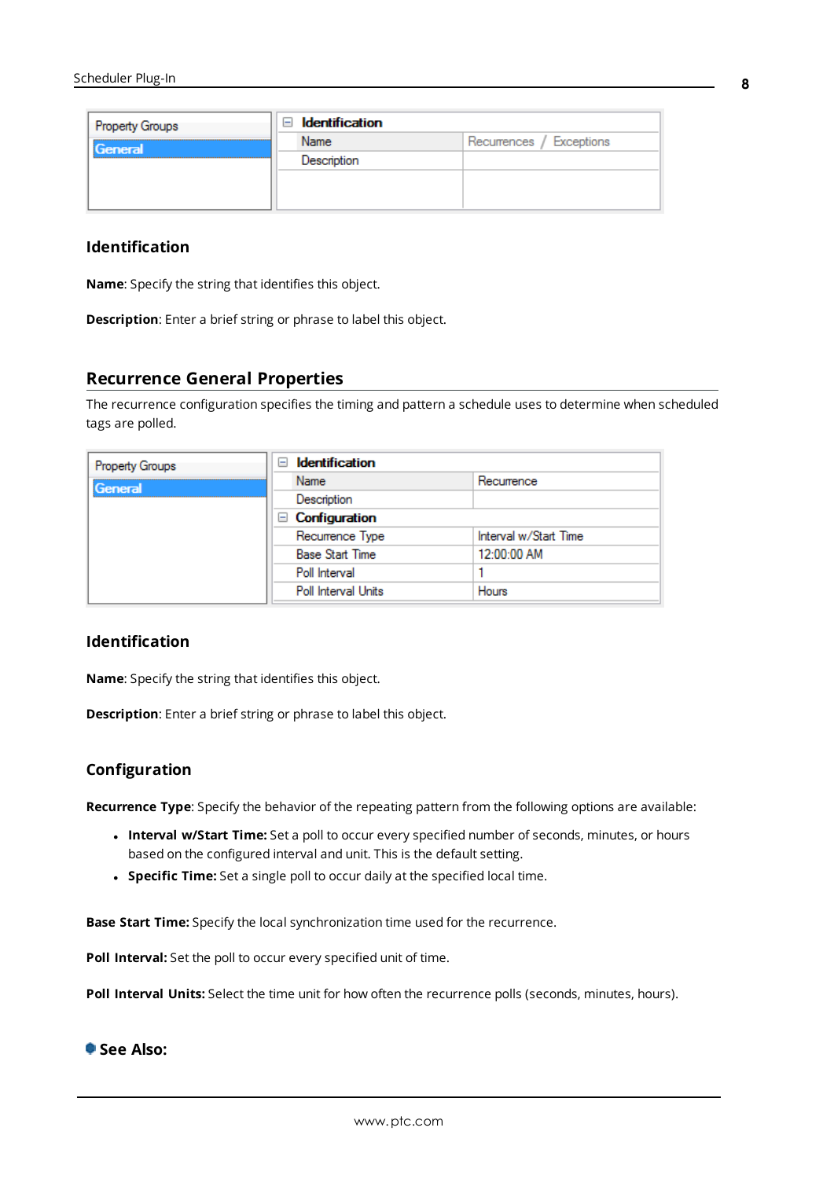| Property Groups | Identification | |
|---|---|---|
| General | Name | Recurrences / Exceptions |
| | Description | |

### Identification

**Name**: Specify the string that identifies this object.

**Description**: Enter a brief string or phrase to label this object.

## Recurrence General Properties

The recurrence configuration specifies the timing and pattern a schedule uses to determine when scheduled tags are polled.

| Property Groups | Identification | |
|---|---|---|
| General | Name | Recurrence |
| | Description | |
| | **Configuration** | |
| | Recurrence Type | Interval w/Start Time |
| | Base Start Time | 12:00:00 AM |
| | Poll Interval | 1 |
| | Poll Interval Units | Hours |

### Identification

**Name**: Specify the string that identifies this object.

**Description**: Enter a brief string or phrase to label this object.

### Configuration

**Recurrence Type**: Specify the behavior of the repeating pattern from the following options are available:

- **Interval w/Start Time:** Set a poll to occur every specified number of seconds, minutes, or hours based on the configured interval and unit. This is the default setting.
- **Specific Time:** Set a single poll to occur daily at the specified local time.

**Base Start Time:** Specify the local synchronization time used for the recurrence.

**Poll Interval:** Set the poll to occur every specified unit of time.

**Poll Interval Units:** Select the time unit for how often the recurrence polls (seconds, minutes, hours).

**See Also:**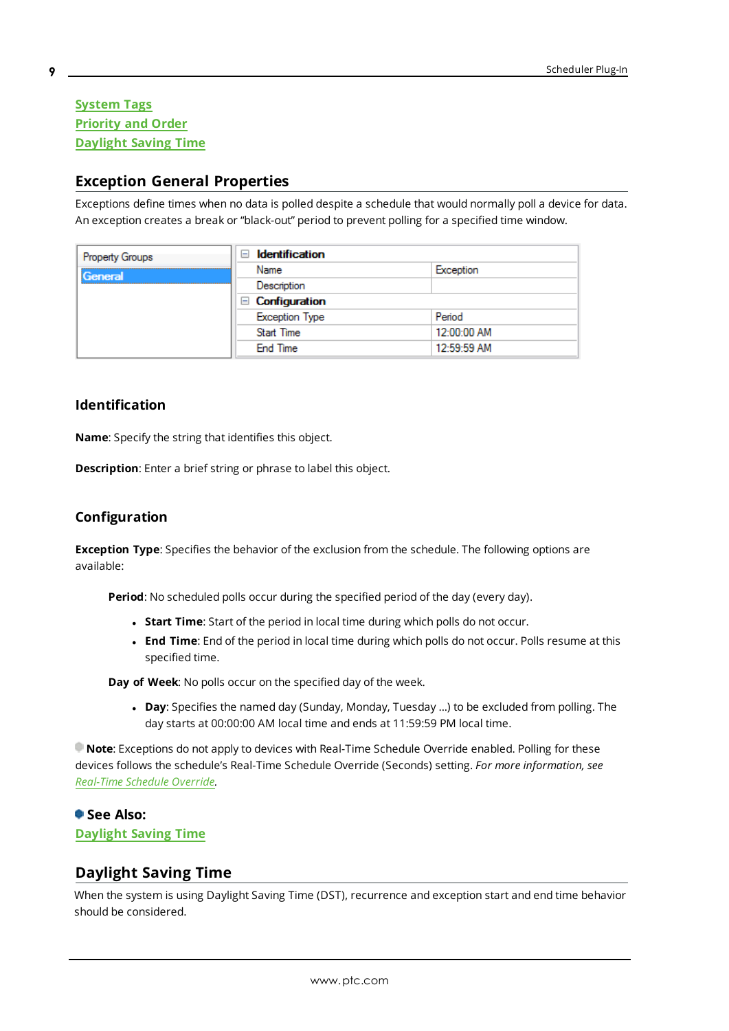[System Tags](#)
[Priority and Order](#)
[Daylight Saving Time](#)

## Exception General Properties

Exceptions define times when no data is polled despite a schedule that would normally poll a device for data. An exception creates a break or "black-out" period to prevent polling for a specified time window.

| Property Groups | Identification | |
|---|---|---|
| General | Name | Exception |
| | Description | |
| | **Configuration** | |
| | Exception Type | Period |
| | Start Time | 12:00:00 AM |
| | End Time | 12:59:59 AM |

### Identification

**Name**: Specify the string that identifies this object.

**Description**: Enter a brief string or phrase to label this object.

### Configuration

**Exception Type**: Specifies the behavior of the exclusion from the schedule. The following options are available:

**Period**: No scheduled polls occur during the specified period of the day (every day).

- **Start Time**: Start of the period in local time during which polls do not occur.
- **End Time**: End of the period in local time during which polls do not occur. Polls resume at this specified time.

**Day of Week**: No polls occur on the specified day of the week.

- **Day**: Specifies the named day (Sunday, Monday, Tuesday ...) to be excluded from polling. The day starts at 00:00:00 AM local time and ends at 11:59:59 PM local time.

**Note**: Exceptions do not apply to devices with Real-Time Schedule Override enabled. Polling for these devices follows the schedule's Real-Time Schedule Override (Seconds) setting. *For more information, see [Real-Time Schedule Override](#).*

**See Also:**
[Daylight Saving Time](#)

## Daylight Saving Time

When the system is using Daylight Saving Time (DST), recurrence and exception start and end time behavior should be considered.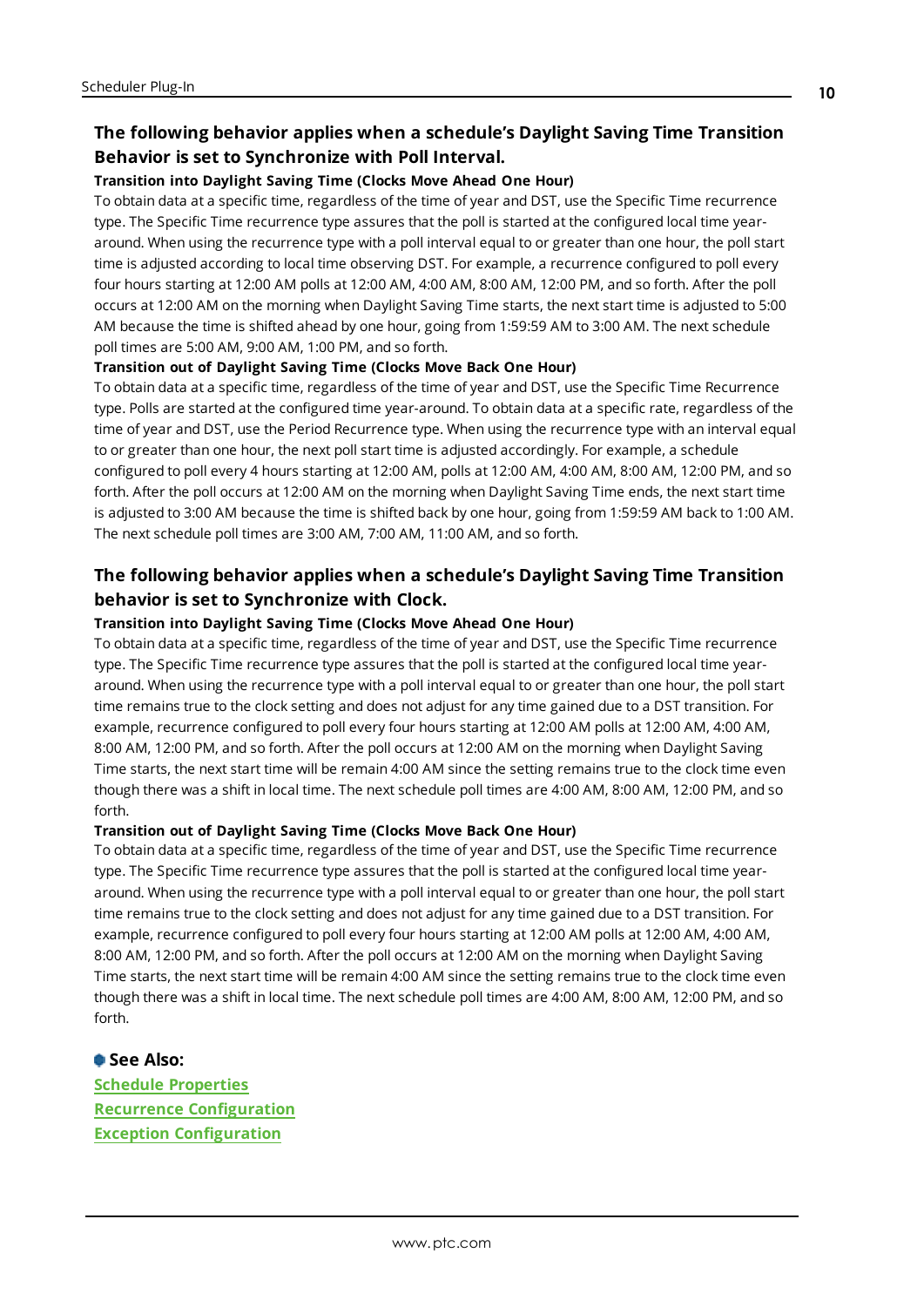### The following behavior applies when a schedule's Daylight Saving Time Transition Behavior is set to Synchronize with Poll Interval.

**Transition into Daylight Saving Time (Clocks Move Ahead One Hour)**

To obtain data at a specific time, regardless of the time of year and DST, use the Specific Time recurrence type. The Specific Time recurrence type assures that the poll is started at the configured local time year-around. When using the recurrence type with a poll interval equal to or greater than one hour, the poll start time is adjusted according to local time observing DST. For example, a recurrence configured to poll every four hours starting at 12:00 AM polls at 12:00 AM, 4:00 AM, 8:00 AM, 12:00 PM, and so forth. After the poll occurs at 12:00 AM on the morning when Daylight Saving Time starts, the next start time is adjusted to 5:00 AM because the time is shifted ahead by one hour, going from 1:59:59 AM to 3:00 AM. The next schedule poll times are 5:00 AM, 9:00 AM, 1:00 PM, and so forth.

**Transition out of Daylight Saving Time (Clocks Move Back One Hour)**

To obtain data at a specific time, regardless of the time of year and DST, use the Specific Time Recurrence type. Polls are started at the configured time year-around. To obtain data at a specific rate, regardless of the time of year and DST, use the Period Recurrence type. When using the recurrence type with an interval equal to or greater than one hour, the next poll start time is adjusted accordingly. For example, a schedule configured to poll every 4 hours starting at 12:00 AM, polls at 12:00 AM, 4:00 AM, 8:00 AM, 12:00 PM, and so forth. After the poll occurs at 12:00 AM on the morning when Daylight Saving Time ends, the next start time is adjusted to 3:00 AM because the time is shifted back by one hour, going from 1:59:59 AM back to 1:00 AM. The next schedule poll times are 3:00 AM, 7:00 AM, 11:00 AM, and so forth.

### The following behavior applies when a schedule's Daylight Saving Time Transition behavior is set to Synchronize with Clock.

**Transition into Daylight Saving Time (Clocks Move Ahead One Hour)**

To obtain data at a specific time, regardless of the time of year and DST, use the Specific Time recurrence type. The Specific Time recurrence type assures that the poll is started at the configured local time year-around. When using the recurrence type with a poll interval equal to or greater than one hour, the poll start time remains true to the clock setting and does not adjust for any time gained due to a DST transition. For example, recurrence configured to poll every four hours starting at 12:00 AM polls at 12:00 AM, 4:00 AM, 8:00 AM, 12:00 PM, and so forth. After the poll occurs at 12:00 AM on the morning when Daylight Saving Time starts, the next start time will be remain 4:00 AM since the setting remains true to the clock time even though there was a shift in local time. The next schedule poll times are 4:00 AM, 8:00 AM, 12:00 PM, and so forth.

**Transition out of Daylight Saving Time (Clocks Move Back One Hour)**

To obtain data at a specific time, regardless of the time of year and DST, use the Specific Time recurrence type. The Specific Time recurrence type assures that the poll is started at the configured local time year-around. When using the recurrence type with a poll interval equal to or greater than one hour, the poll start time remains true to the clock setting and does not adjust for any time gained due to a DST transition. For example, recurrence configured to poll every four hours starting at 12:00 AM polls at 12:00 AM, 4:00 AM, 8:00 AM, 12:00 PM, and so forth. After the poll occurs at 12:00 AM on the morning when Daylight Saving Time starts, the next start time will be remain 4:00 AM since the setting remains true to the clock time even though there was a shift in local time. The next schedule poll times are 4:00 AM, 8:00 AM, 12:00 PM, and so forth.

**See Also:**

Schedule Properties
Recurrence Configuration
Exception Configuration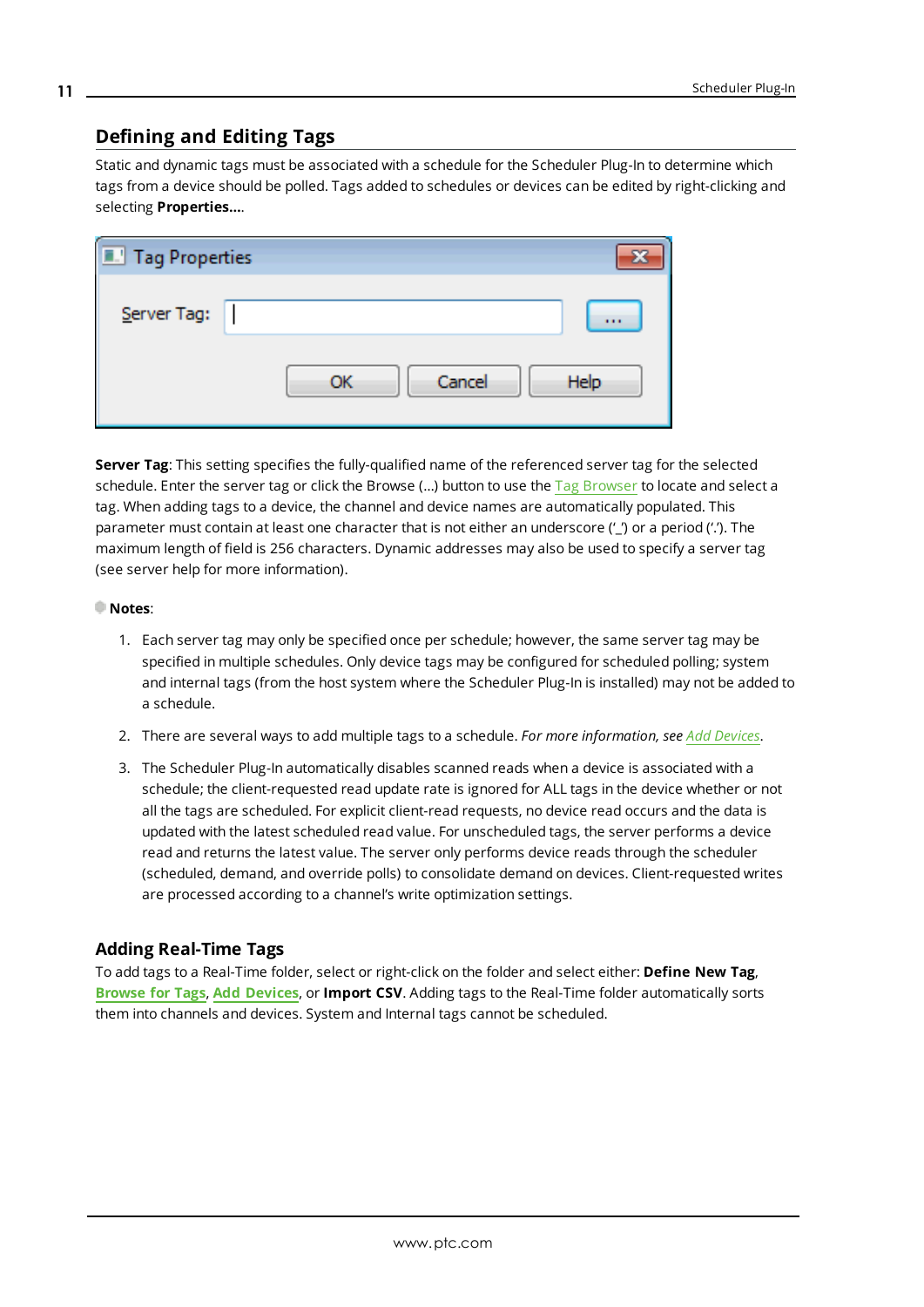## Defining and Editing Tags

Static and dynamic tags must be associated with a schedule for the Scheduler Plug-In to determine which tags from a device should be polled. Tags added to schedules or devices can be edited by right-clicking and selecting **Properties...**.

**Server Tag**: This setting specifies the fully-qualified name of the referenced server tag for the selected schedule. Enter the server tag or click the Browse (...) button to use the Tag Browser to locate and select a tag. When adding tags to a device, the channel and device names are automatically populated. This parameter must contain at least one character that is not either an underscore ('_') or a period ('.'). The maximum length of field is 256 characters. Dynamic addresses may also be used to specify a server tag (see server help for more information).

**Notes**:

1. Each server tag may only be specified once per schedule; however, the same server tag may be specified in multiple schedules. Only device tags may be configured for scheduled polling; system and internal tags (from the host system where the Scheduler Plug-In is installed) may not be added to a schedule.
2. There are several ways to add multiple tags to a schedule. *For more information, see Add Devices*.
3. The Scheduler Plug-In automatically disables scanned reads when a device is associated with a schedule; the client-requested read update rate is ignored for ALL tags in the device whether or not all the tags are scheduled. For explicit client-read requests, no device read occurs and the data is updated with the latest scheduled read value. For unscheduled tags, the server performs a device read and returns the latest value. The server only performs device reads through the scheduler (scheduled, demand, and override polls) to consolidate demand on devices. Client-requested writes are processed according to a channel's write optimization settings.

### Adding Real-Time Tags

To add tags to a Real-Time folder, select or right-click on the folder and select either: **Define New Tag**, **Browse for Tags**, **Add Devices**, or **Import CSV**. Adding tags to the Real-Time folder automatically sorts them into channels and devices. System and Internal tags cannot be scheduled.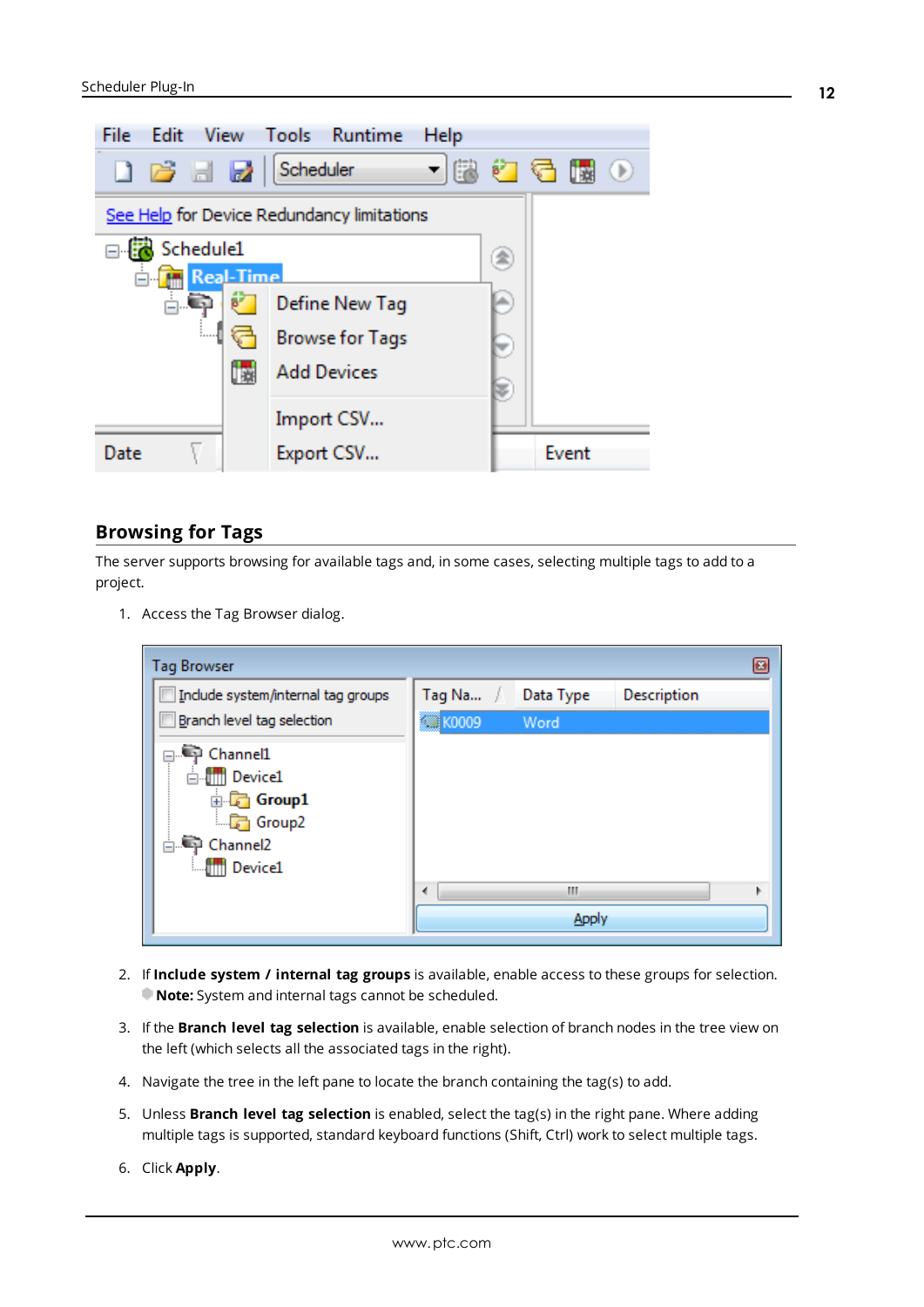## Browsing for Tags

The server supports browsing for available tags and, in some cases, selecting multiple tags to add to a project.

1. Access the Tag Browser dialog.

2. If **Include system / internal tag groups** is available, enable access to these groups for selection.
 **Note:** System and internal tags cannot be scheduled.

3. If the **Branch level tag selection** is available, enable selection of branch nodes in the tree view on the left (which selects all the associated tags in the right).

4. Navigate the tree in the left pane to locate the branch containing the tag(s) to add.

5. Unless **Branch level tag selection** is enabled, select the tag(s) in the right pane. Where adding multiple tags is supported, standard keyboard functions (Shift, Ctrl) work to select multiple tags.

6. Click **Apply**.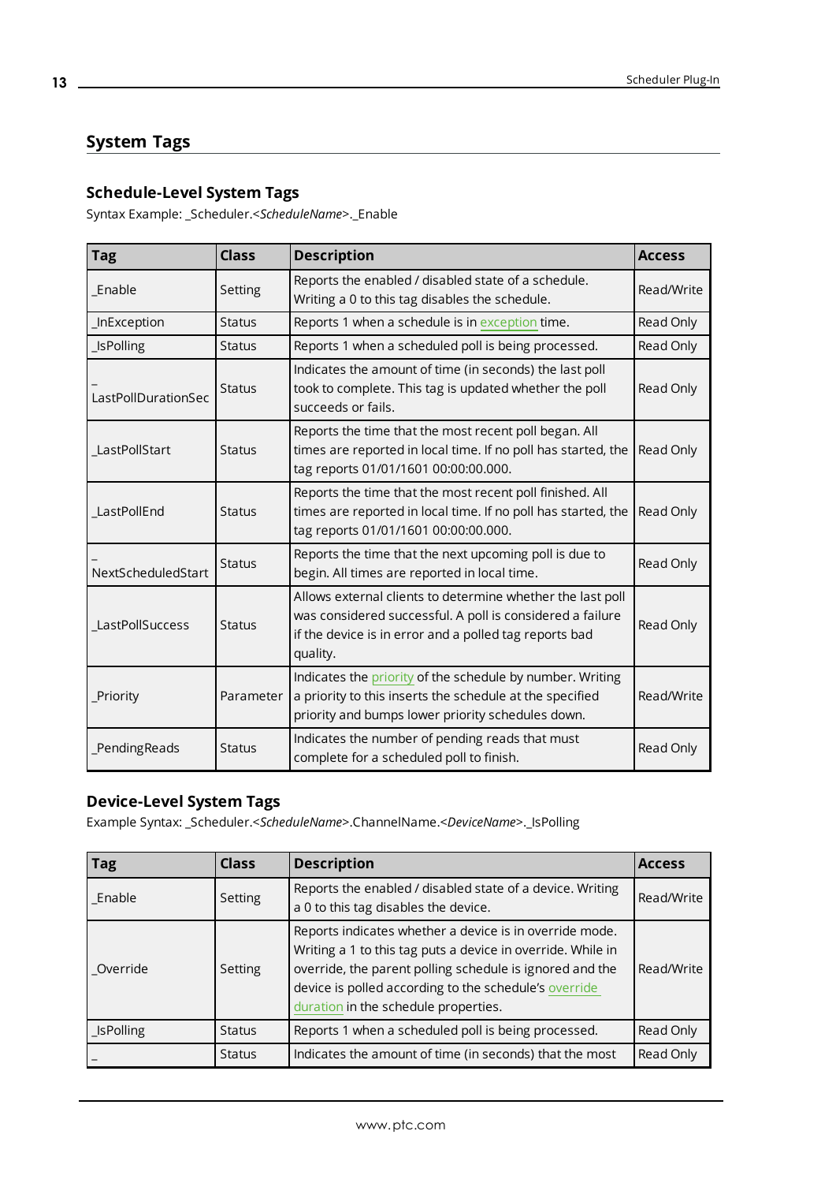## System Tags

### Schedule-Level System Tags

Syntax Example: _Scheduler.<*ScheduleName*>._Enable

| Tag | Class | Description | Access |
|---|---|---|---|
| _Enable | Setting | Reports the enabled / disabled state of a schedule. Writing a 0 to this tag disables the schedule. | Read/Write |
| _InException | Status | Reports 1 when a schedule is in exception time. | Read Only |
| _IsPolling | Status | Reports 1 when a scheduled poll is being processed. | Read Only |
| _LastPollDurationSec | Status | Indicates the amount of time (in seconds) the last poll took to complete. This tag is updated whether the poll succeeds or fails. | Read Only |
| _LastPollStart | Status | Reports the time that the most recent poll began. All times are reported in local time. If no poll has started, the tag reports 01/01/1601 00:00:00.000. | Read Only |
| _LastPollEnd | Status | Reports the time that the most recent poll finished. All times are reported in local time. If no poll has started, the tag reports 01/01/1601 00:00:00.000. | Read Only |
| _NextScheduledStart | Status | Reports the time that the next upcoming poll is due to begin. All times are reported in local time. | Read Only |
| _LastPollSuccess | Status | Allows external clients to determine whether the last poll was considered successful. A poll is considered a failure if the device is in error and a polled tag reports bad quality. | Read Only |
| _Priority | Parameter | Indicates the priority of the schedule by number. Writing a priority to this inserts the schedule at the specified priority and bumps lower priority schedules down. | Read/Write |
| _PendingReads | Status | Indicates the number of pending reads that must complete for a scheduled poll to finish. | Read Only |

### Device-Level System Tags

Example Syntax: _Scheduler.<*ScheduleName*>.ChannelName.<*DeviceName*>._IsPolling

| Tag | Class | Description | Access |
|---|---|---|---|
| _Enable | Setting | Reports the enabled / disabled state of a device. Writing a 0 to this tag disables the device. | Read/Write |
| _Override | Setting | Reports indicates whether a device is in override mode. Writing a 1 to this tag puts a device in override. While in override, the parent polling schedule is ignored and the device is polled according to the schedule's override duration in the schedule properties. | Read/Write |
| _IsPolling | Status | Reports 1 when a scheduled poll is being processed. | Read Only |
| _ | Status | Indicates the amount of time (in seconds) that the most | Read Only |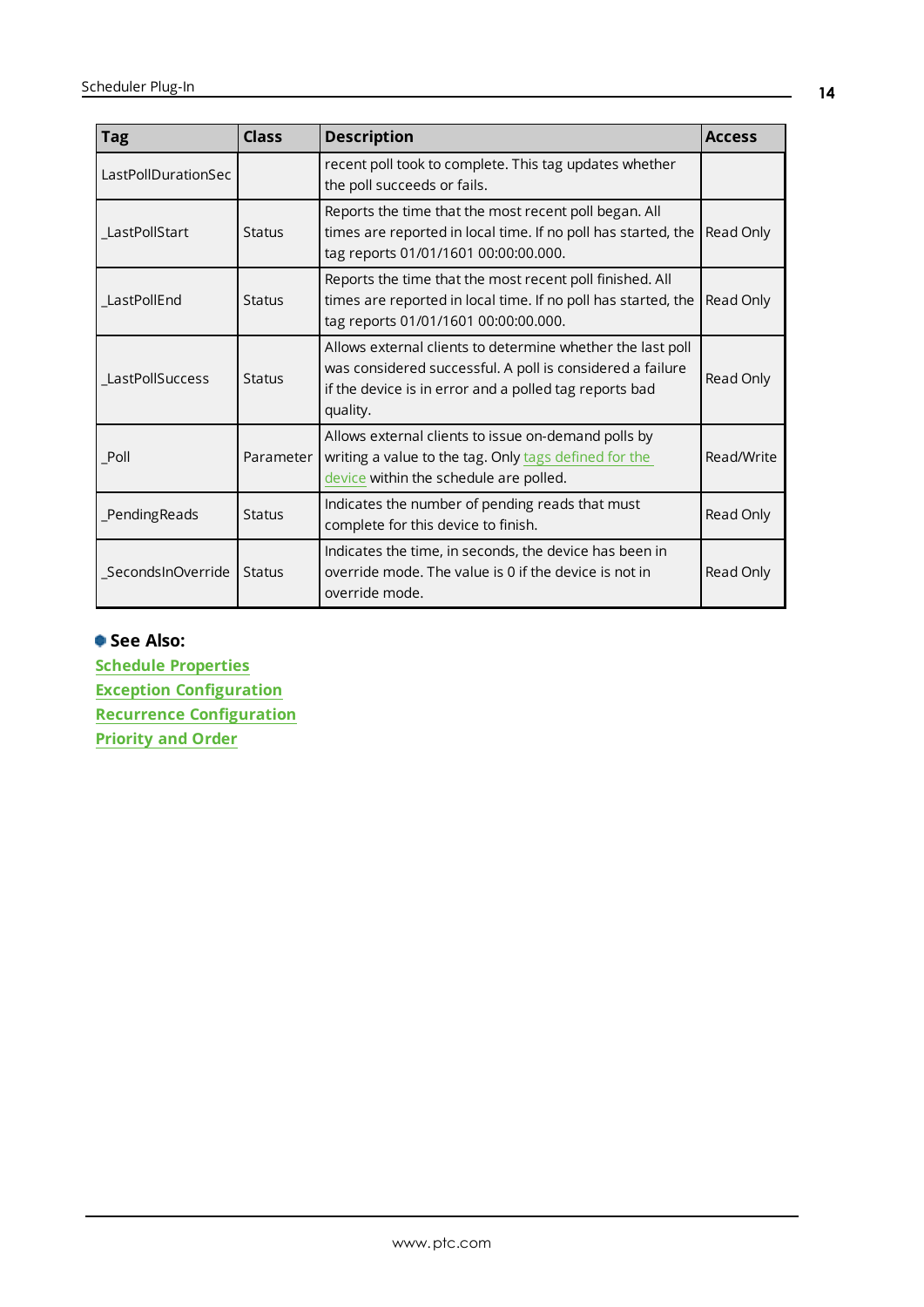| Tag | Class | Description | Access |
|---|---|---|---|
| LastPollDurationSec | | recent poll took to complete. This tag updates whether the poll succeeds or fails. | |
| _LastPollStart | Status | Reports the time that the most recent poll began. All times are reported in local time. If no poll has started, the tag reports 01/01/1601 00:00:00.000. | Read Only |
| _LastPollEnd | Status | Reports the time that the most recent poll finished. All times are reported in local time. If no poll has started, the tag reports 01/01/1601 00:00:00.000. | Read Only |
| _LastPollSuccess | Status | Allows external clients to determine whether the last poll was considered successful. A poll is considered a failure if the device is in error and a polled tag reports bad quality. | Read Only |
| _Poll | Parameter | Allows external clients to issue on-demand polls by writing a value to the tag. Only tags defined for the device within the schedule are polled. | Read/Write |
| _PendingReads | Status | Indicates the number of pending reads that must complete for this device to finish. | Read Only |
| _SecondsInOverride | Status | Indicates the time, in seconds, the device has been in override mode. The value is 0 if the device is not in override mode. | Read Only |

**See Also:**

Schedule Properties

Exception Configuration

Recurrence Configuration

Priority and Order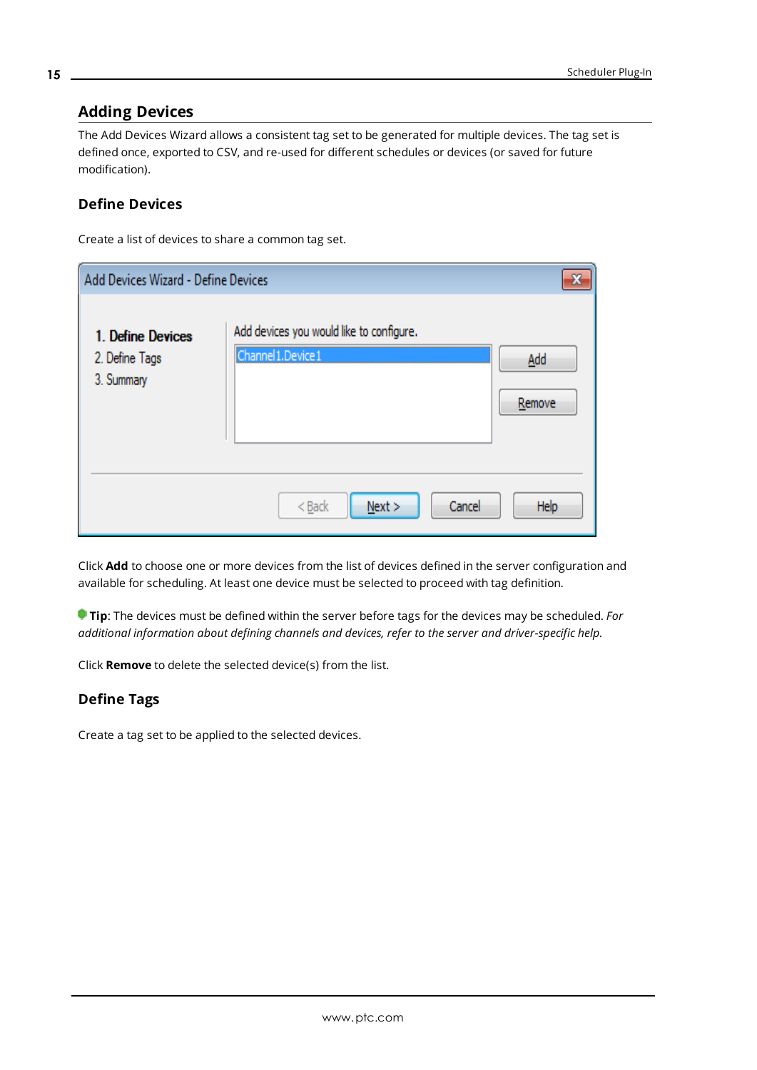## Adding Devices

The Add Devices Wizard allows a consistent tag set to be generated for multiple devices. The tag set is defined once, exported to CSV, and re-used for different schedules or devices (or saved for future modification).

### Define Devices

Create a list of devices to share a common tag set.

Click **Add** to choose one or more devices from the list of devices defined in the server configuration and available for scheduling. At least one device must be selected to proceed with tag definition.

**Tip**: The devices must be defined within the server before tags for the devices may be scheduled. *For additional information about defining channels and devices, refer to the server and driver-specific help.*

Click **Remove** to delete the selected device(s) from the list.

### Define Tags

Create a tag set to be applied to the selected devices.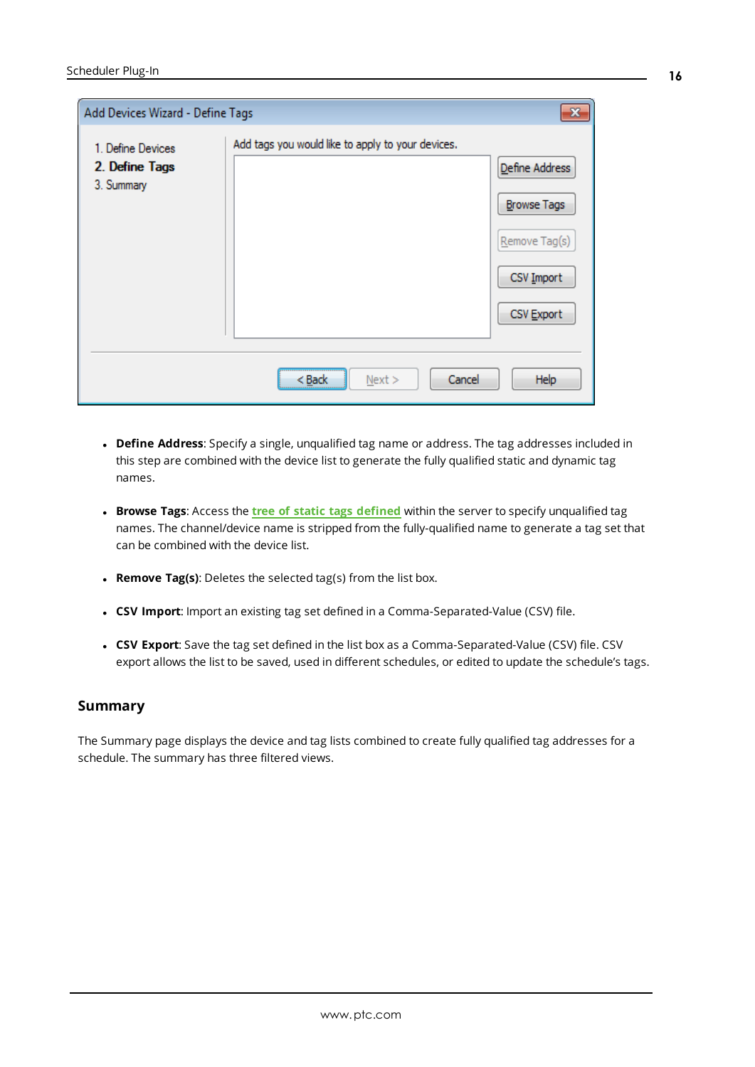- **Define Address**: Specify a single, unqualified tag name or address. The tag addresses included in this step are combined with the device list to generate the fully qualified static and dynamic tag names.
- **Browse Tags**: Access the tree of static tags defined within the server to specify unqualified tag names. The channel/device name is stripped from the fully-qualified name to generate a tag set that can be combined with the device list.
- **Remove Tag(s)**: Deletes the selected tag(s) from the list box.
- **CSV Import**: Import an existing tag set defined in a Comma-Separated-Value (CSV) file.
- **CSV Export**: Save the tag set defined in the list box as a Comma-Separated-Value (CSV) file. CSV export allows the list to be saved, used in different schedules, or edited to update the schedule's tags.

## Summary

The Summary page displays the device and tag lists combined to create fully qualified tag addresses for a schedule. The summary has three filtered views.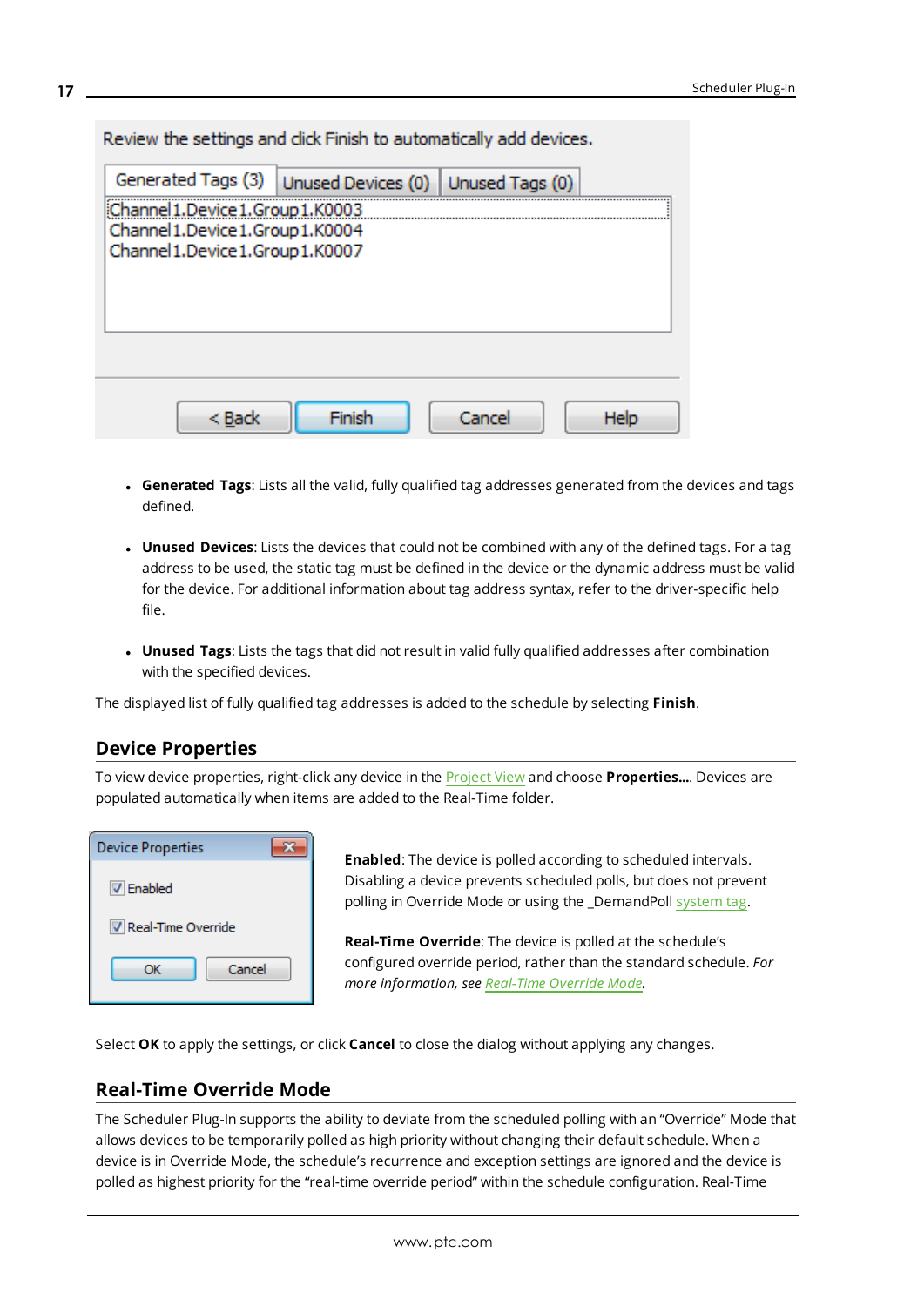Review the settings and click Finish to automatically add devices.

Generated Tags (3) | Unused Devices (0) | Unused Tags (0)

Channel1.Device1.Group1.K0003
Channel1.Device1.Group1.K0004
Channel1.Device1.Group1.K0007

< Back | Finish | Cancel | Help

- **Generated Tags**: Lists all the valid, fully qualified tag addresses generated from the devices and tags defined.
- **Unused Devices**: Lists the devices that could not be combined with any of the defined tags. For a tag address to be used, the static tag must be defined in the device or the dynamic address must be valid for the device. For additional information about tag address syntax, refer to the driver-specific help file.
- **Unused Tags**: Lists the tags that did not result in valid fully qualified addresses after combination with the specified devices.

The displayed list of fully qualified tag addresses is added to the schedule by selecting **Finish**.

## Device Properties

To view device properties, right-click any device in the Project View and choose **Properties...**. Devices are populated automatically when items are added to the Real-Time folder.

Device Properties

- [x] Enabled
- [x] Real-Time Override

OK | Cancel

**Enabled**: The device is polled according to scheduled intervals. Disabling a device prevents scheduled polls, but does not prevent polling in Override Mode or using the _DemandPoll system tag.

**Real-Time Override**: The device is polled at the schedule's configured override period, rather than the standard schedule. *For more information, see Real-Time Override Mode.*

Select **OK** to apply the settings, or click **Cancel** to close the dialog without applying any changes.

## Real-Time Override Mode

The Scheduler Plug-In supports the ability to deviate from the scheduled polling with an "Override" Mode that allows devices to be temporarily polled as high priority without changing their default schedule. When a device is in Override Mode, the schedule's recurrence and exception settings are ignored and the device is polled as highest priority for the "real-time override period" within the schedule configuration. Real-Time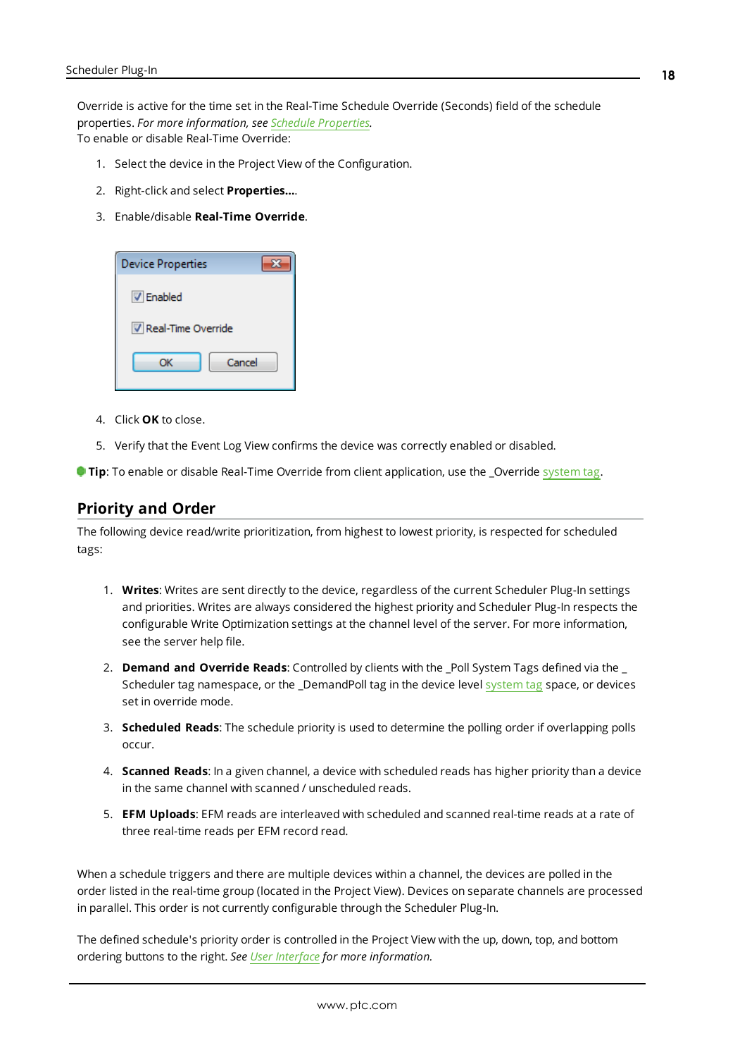Override is active for the time set in the Real-Time Schedule Override (Seconds) field of the schedule properties. *For more information, see Schedule Properties.*
To enable or disable Real-Time Override:

1. Select the device in the Project View of the Configuration.
2. Right-click and select **Properties...**.
3. Enable/disable **Real-Time Override**.
4. Click **OK** to close.
5. Verify that the Event Log View confirms the device was correctly enabled or disabled.

**Tip**: To enable or disable Real-Time Override from client application, use the _Override system tag.

## Priority and Order

The following device read/write prioritization, from highest to lowest priority, is respected for scheduled tags:

1. **Writes**: Writes are sent directly to the device, regardless of the current Scheduler Plug-In settings and priorities. Writes are always considered the highest priority and Scheduler Plug-In respects the configurable Write Optimization settings at the channel level of the server. For more information, see the server help file.
2. **Demand and Override Reads**: Controlled by clients with the _Poll System Tags defined via the _Scheduler tag namespace, or the _DemandPoll tag in the device level system tag space, or devices set in override mode.
3. **Scheduled Reads**: The schedule priority is used to determine the polling order if overlapping polls occur.
4. **Scanned Reads**: In a given channel, a device with scheduled reads has higher priority than a device in the same channel with scanned / unscheduled reads.
5. **EFM Uploads**: EFM reads are interleaved with scheduled and scanned real-time reads at a rate of three real-time reads per EFM record read.

When a schedule triggers and there are multiple devices within a channel, the devices are polled in the order listed in the real-time group (located in the Project View). Devices on separate channels are processed in parallel. This order is not currently configurable through the Scheduler Plug-In.

The defined schedule's priority order is controlled in the Project View with the up, down, top, and bottom ordering buttons to the right. *See User Interface for more information.*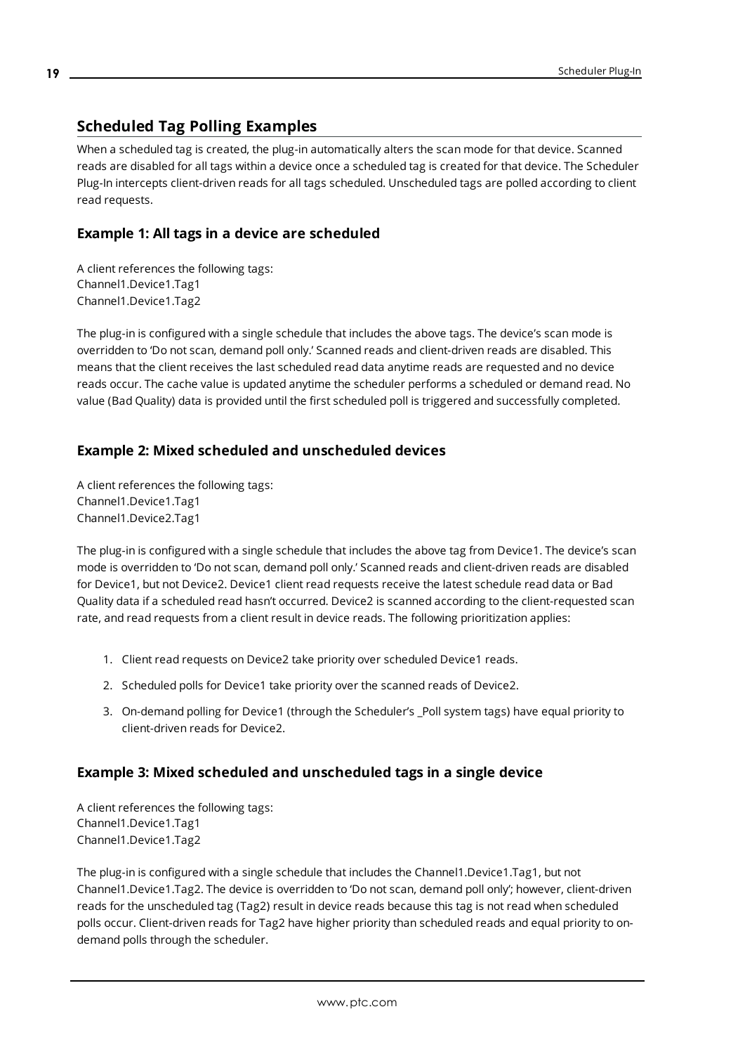## Scheduled Tag Polling Examples

When a scheduled tag is created, the plug-in automatically alters the scan mode for that device. Scanned reads are disabled for all tags within a device once a scheduled tag is created for that device. The Scheduler Plug-In intercepts client-driven reads for all tags scheduled. Unscheduled tags are polled according to client read requests.

### Example 1: All tags in a device are scheduled

A client references the following tags:
Channel1.Device1.Tag1
Channel1.Device1.Tag2

The plug-in is configured with a single schedule that includes the above tags. The device's scan mode is overridden to 'Do not scan, demand poll only.' Scanned reads and client-driven reads are disabled. This means that the client receives the last scheduled read data anytime reads are requested and no device reads occur. The cache value is updated anytime the scheduler performs a scheduled or demand read. No value (Bad Quality) data is provided until the first scheduled poll is triggered and successfully completed.

### Example 2: Mixed scheduled and unscheduled devices

A client references the following tags:
Channel1.Device1.Tag1
Channel1.Device2.Tag1

The plug-in is configured with a single schedule that includes the above tag from Device1. The device's scan mode is overridden to 'Do not scan, demand poll only.' Scanned reads and client-driven reads are disabled for Device1, but not Device2. Device1 client read requests receive the latest schedule read data or Bad Quality data if a scheduled read hasn't occurred. Device2 is scanned according to the client-requested scan rate, and read requests from a client result in device reads. The following prioritization applies:

1. Client read requests on Device2 take priority over scheduled Device1 reads.
2. Scheduled polls for Device1 take priority over the scanned reads of Device2.
3. On-demand polling for Device1 (through the Scheduler's _Poll system tags) have equal priority to client-driven reads for Device2.

### Example 3: Mixed scheduled and unscheduled tags in a single device

A client references the following tags:
Channel1.Device1.Tag1
Channel1.Device1.Tag2

The plug-in is configured with a single schedule that includes the Channel1.Device1.Tag1, but not Channel1.Device1.Tag2. The device is overridden to 'Do not scan, demand poll only'; however, client-driven reads for the unscheduled tag (Tag2) result in device reads because this tag is not read when scheduled polls occur. Client-driven reads for Tag2 have higher priority than scheduled reads and equal priority to on-demand polls through the scheduler.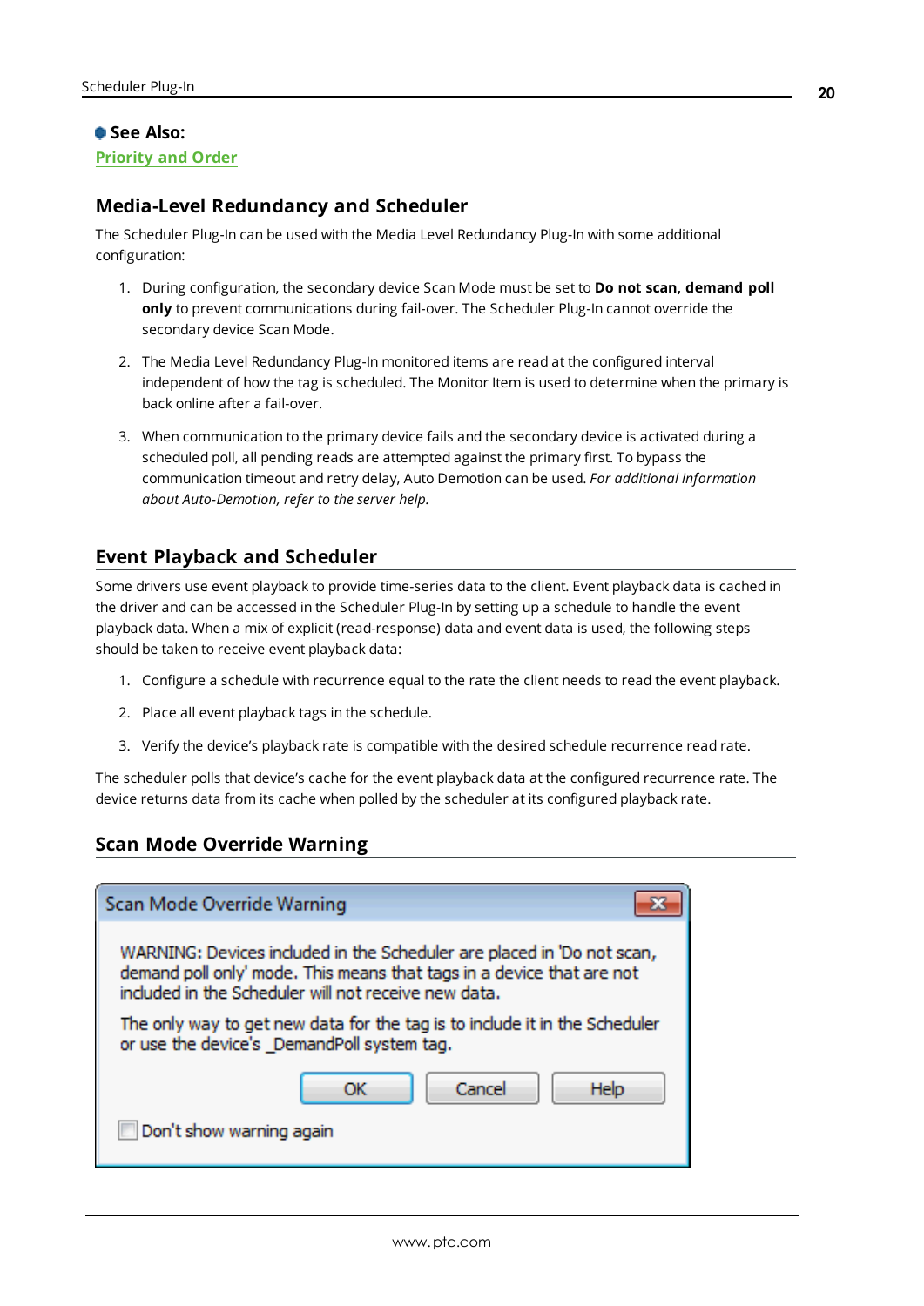**See Also:**
Priority and Order

## Media-Level Redundancy and Scheduler

The Scheduler Plug-In can be used with the Media Level Redundancy Plug-In with some additional configuration:

1. During configuration, the secondary device Scan Mode must be set to **Do not scan, demand poll only** to prevent communications during fail-over. The Scheduler Plug-In cannot override the secondary device Scan Mode.
2. The Media Level Redundancy Plug-In monitored items are read at the configured interval independent of how the tag is scheduled. The Monitor Item is used to determine when the primary is back online after a fail-over.
3. When communication to the primary device fails and the secondary device is activated during a scheduled poll, all pending reads are attempted against the primary first. To bypass the communication timeout and retry delay, Auto Demotion can be used. *For additional information about Auto-Demotion, refer to the server help.*

## Event Playback and Scheduler

Some drivers use event playback to provide time-series data to the client. Event playback data is cached in the driver and can be accessed in the Scheduler Plug-In by setting up a schedule to handle the event playback data. When a mix of explicit (read-response) data and event data is used, the following steps should be taken to receive event playback data:

1. Configure a schedule with recurrence equal to the rate the client needs to read the event playback.
2. Place all event playback tags in the schedule.
3. Verify the device's playback rate is compatible with the desired schedule recurrence read rate.

The scheduler polls that device's cache for the event playback data at the configured recurrence rate. The device returns data from its cache when polled by the scheduler at its configured playback rate.

## Scan Mode Override Warning

Scan Mode Override Warning

WARNING: Devices included in the Scheduler are placed in 'Do not scan, demand poll only' mode. This means that tags in a device that are not included in the Scheduler will not receive new data.

The only way to get new data for the tag is to include it in the Scheduler or use the device's _DemandPoll system tag.

OK | Cancel | Help

Don't show warning again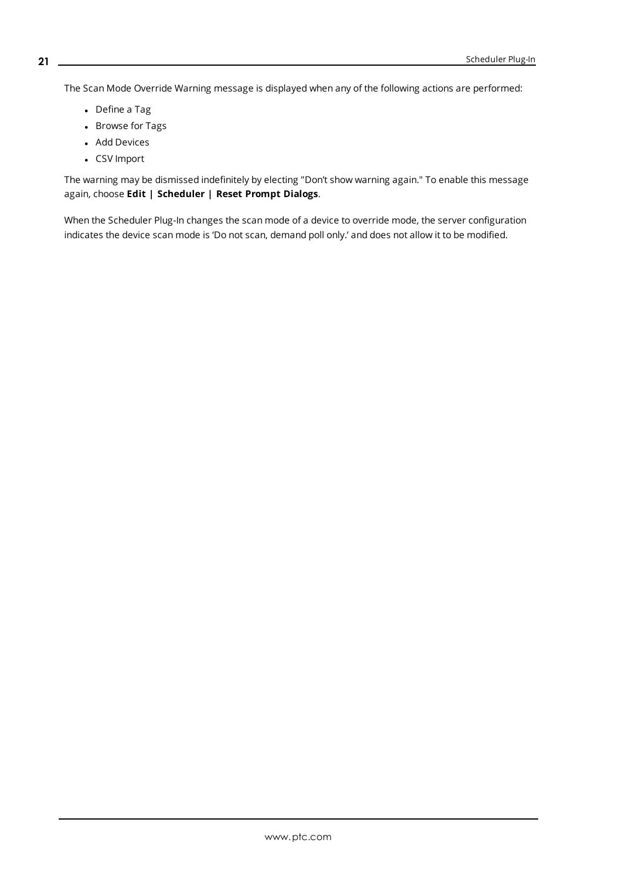The Scan Mode Override Warning message is displayed when any of the following actions are performed:

- Define a Tag
- Browse for Tags
- Add Devices
- CSV Import

The warning may be dismissed indefinitely by electing "Don't show warning again." To enable this message again, choose **Edit | Scheduler | Reset Prompt Dialogs**.

When the Scheduler Plug-In changes the scan mode of a device to override mode, the server configuration indicates the device scan mode is 'Do not scan, demand poll only.' and does not allow it to be modified.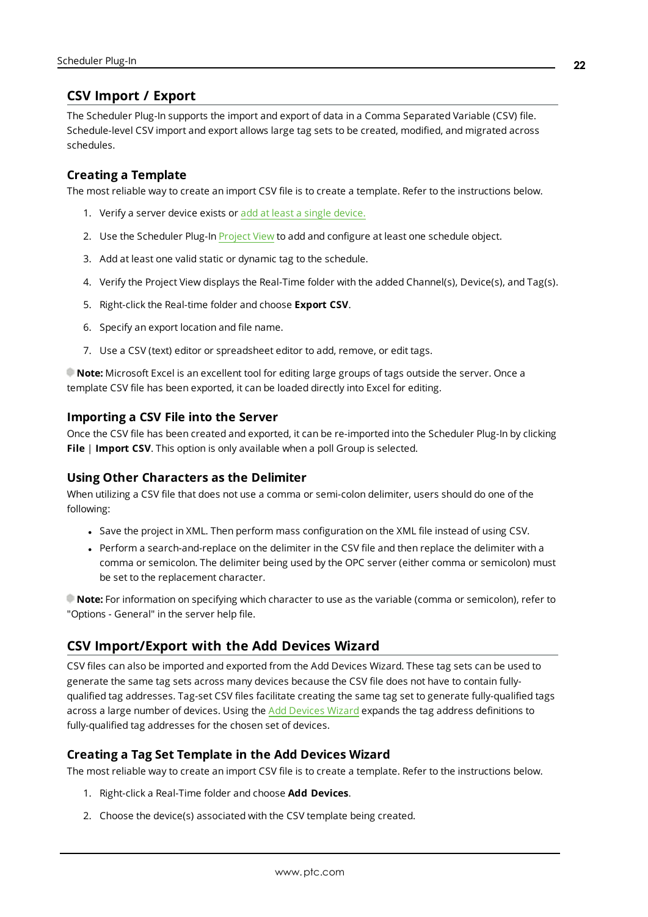## CSV Import / Export

The Scheduler Plug-In supports the import and export of data in a Comma Separated Variable (CSV) file. Schedule-level CSV import and export allows large tag sets to be created, modified, and migrated across schedules.

### Creating a Template

The most reliable way to create an import CSV file is to create a template. Refer to the instructions below.

1. Verify a server device exists or add at least a single device.
2. Use the Scheduler Plug-In Project View to add and configure at least one schedule object.
3. Add at least one valid static or dynamic tag to the schedule.
4. Verify the Project View displays the Real-Time folder with the added Channel(s), Device(s), and Tag(s).
5. Right-click the Real-time folder and choose **Export CSV**.
6. Specify an export location and file name.
7. Use a CSV (text) editor or spreadsheet editor to add, remove, or edit tags.

**Note:** Microsoft Excel is an excellent tool for editing large groups of tags outside the server. Once a template CSV file has been exported, it can be loaded directly into Excel for editing.

### Importing a CSV File into the Server

Once the CSV file has been created and exported, it can be re-imported into the Scheduler Plug-In by clicking **File** | **Import CSV**. This option is only available when a poll Group is selected.

### Using Other Characters as the Delimiter

When utilizing a CSV file that does not use a comma or semi-colon delimiter, users should do one of the following:

- Save the project in XML. Then perform mass configuration on the XML file instead of using CSV.
- Perform a search-and-replace on the delimiter in the CSV file and then replace the delimiter with a comma or semicolon. The delimiter being used by the OPC server (either comma or semicolon) must be set to the replacement character.

**Note:** For information on specifying which character to use as the variable (comma or semicolon), refer to "Options - General" in the server help file.

## CSV Import/Export with the Add Devices Wizard

CSV files can also be imported and exported from the Add Devices Wizard. These tag sets can be used to generate the same tag sets across many devices because the CSV file does not have to contain fully-qualified tag addresses. Tag-set CSV files facilitate creating the same tag set to generate fully-qualified tags across a large number of devices. Using the Add Devices Wizard expands the tag address definitions to fully-qualified tag addresses for the chosen set of devices.

### Creating a Tag Set Template in the Add Devices Wizard

The most reliable way to create an import CSV file is to create a template. Refer to the instructions below.

1. Right-click a Real-Time folder and choose **Add Devices**.
2. Choose the device(s) associated with the CSV template being created.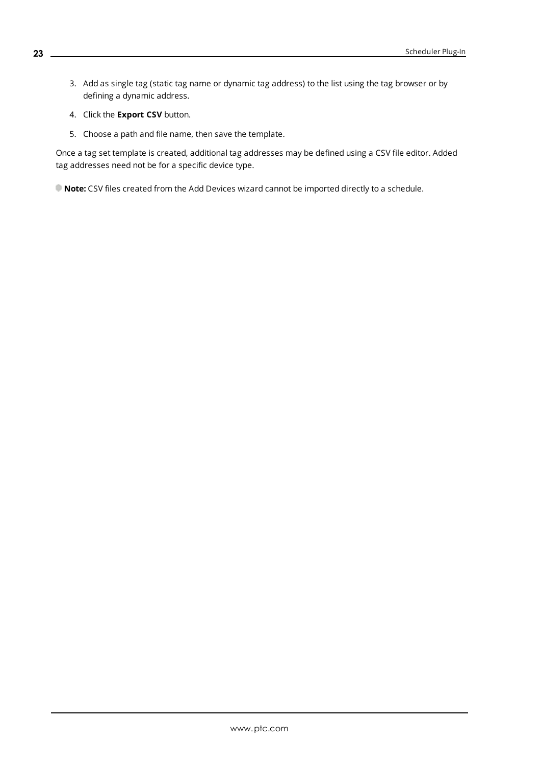3. Add as single tag (static tag name or dynamic tag address) to the list using the tag browser or by defining a dynamic address.
4. Click the **Export CSV** button.
5. Choose a path and file name, then save the template.

Once a tag set template is created, additional tag addresses may be defined using a CSV file editor. Added tag addresses need not be for a specific device type.

**Note:** CSV files created from the Add Devices wizard cannot be imported directly to a schedule.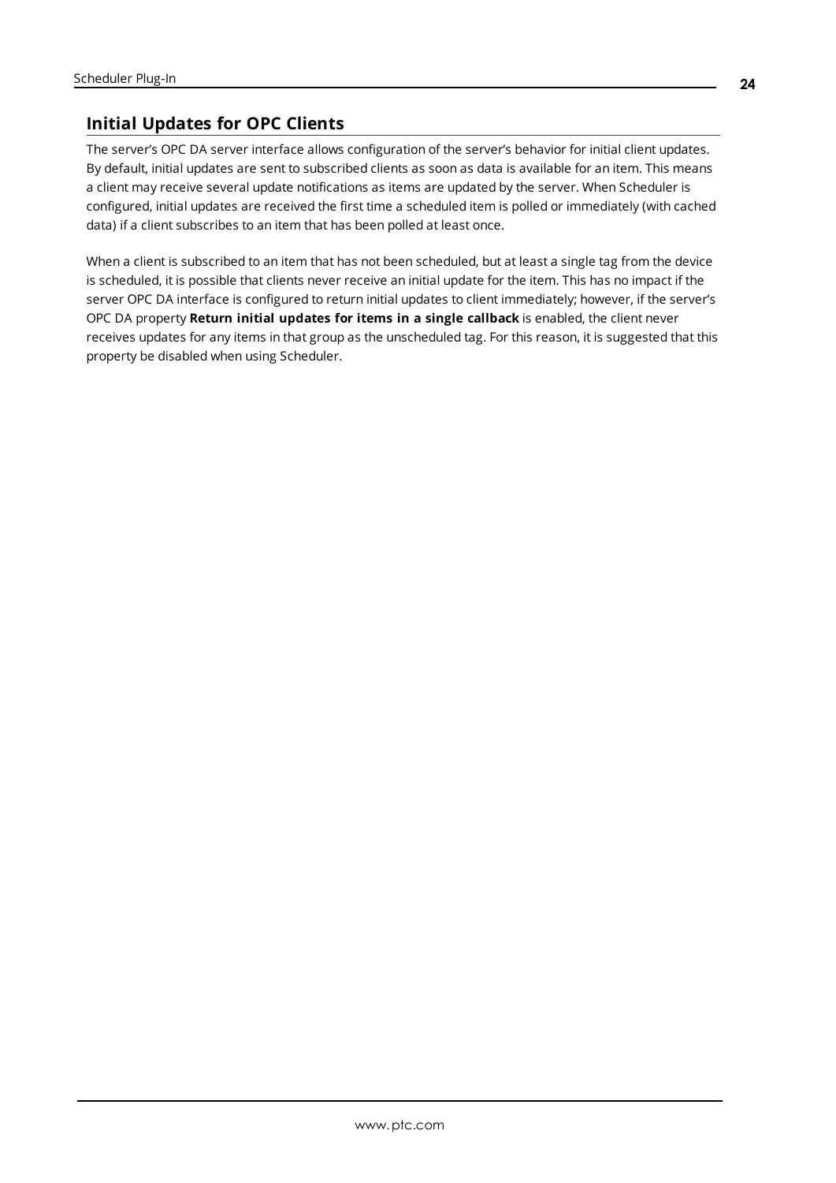## Initial Updates for OPC Clients

The server's OPC DA server interface allows configuration of the server's behavior for initial client updates. By default, initial updates are sent to subscribed clients as soon as data is available for an item. This means a client may receive several update notifications as items are updated by the server. When Scheduler is configured, initial updates are received the first time a scheduled item is polled or immediately (with cached data) if a client subscribes to an item that has been polled at least once.

When a client is subscribed to an item that has not been scheduled, but at least a single tag from the device is scheduled, it is possible that clients never receive an initial update for the item. This has no impact if the server OPC DA interface is configured to return initial updates to client immediately; however, if the server's OPC DA property **Return initial updates for items in a single callback** is enabled, the client never receives updates for any items in that group as the unscheduled tag. For this reason, it is suggested that this property be disabled when using Scheduler.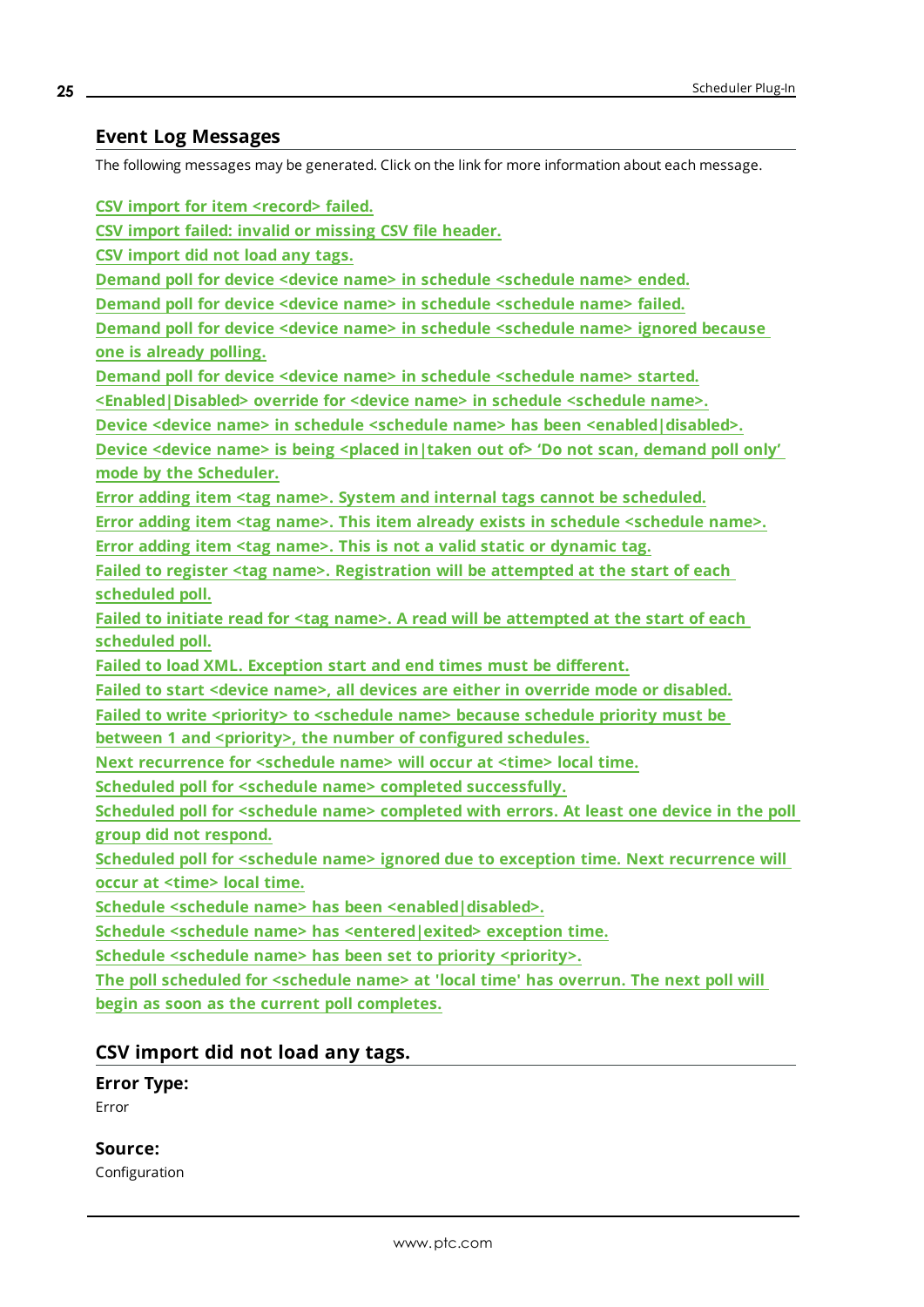## Event Log Messages

The following messages may be generated. Click on the link for more information about each message.

CSV import for item <record> failed.
CSV import failed: invalid or missing CSV file header.
CSV import did not load any tags.
Demand poll for device <device name> in schedule <schedule name> ended.
Demand poll for device <device name> in schedule <schedule name> failed.
Demand poll for device <device name> in schedule <schedule name> ignored because one is already polling.
Demand poll for device <device name> in schedule <schedule name> started.
<Enabled|Disabled> override for <device name> in schedule <schedule name>.
Device <device name> in schedule <schedule name> has been <enabled|disabled>.
Device <device name> is being <placed in|taken out of> 'Do not scan, demand poll only' mode by the Scheduler.
Error adding item <tag name>. System and internal tags cannot be scheduled.
Error adding item <tag name>. This item already exists in schedule <schedule name>.
Error adding item <tag name>. This is not a valid static or dynamic tag.
Failed to register <tag name>. Registration will be attempted at the start of each scheduled poll.
Failed to initiate read for <tag name>. A read will be attempted at the start of each scheduled poll.
Failed to load XML. Exception start and end times must be different.
Failed to start <device name>, all devices are either in override mode or disabled.
Failed to write <priority> to <schedule name> because schedule priority must be between 1 and <priority>, the number of configured schedules.
Next recurrence for <schedule name> will occur at <time> local time.
Scheduled poll for <schedule name> completed successfully.
Scheduled poll for <schedule name> completed with errors. At least one device in the poll group did not respond.
Scheduled poll for <schedule name> ignored due to exception time. Next recurrence will occur at <time> local time.
Schedule <schedule name> has been <enabled|disabled>.
Schedule <schedule name> has <entered|exited> exception time.
Schedule <schedule name> has been set to priority <priority>.
The poll scheduled for <schedule name> at 'local time' has overrun. The next poll will begin as soon as the current poll completes.

## CSV import did not load any tags.

### Error Type:

Error

### Source:

Configuration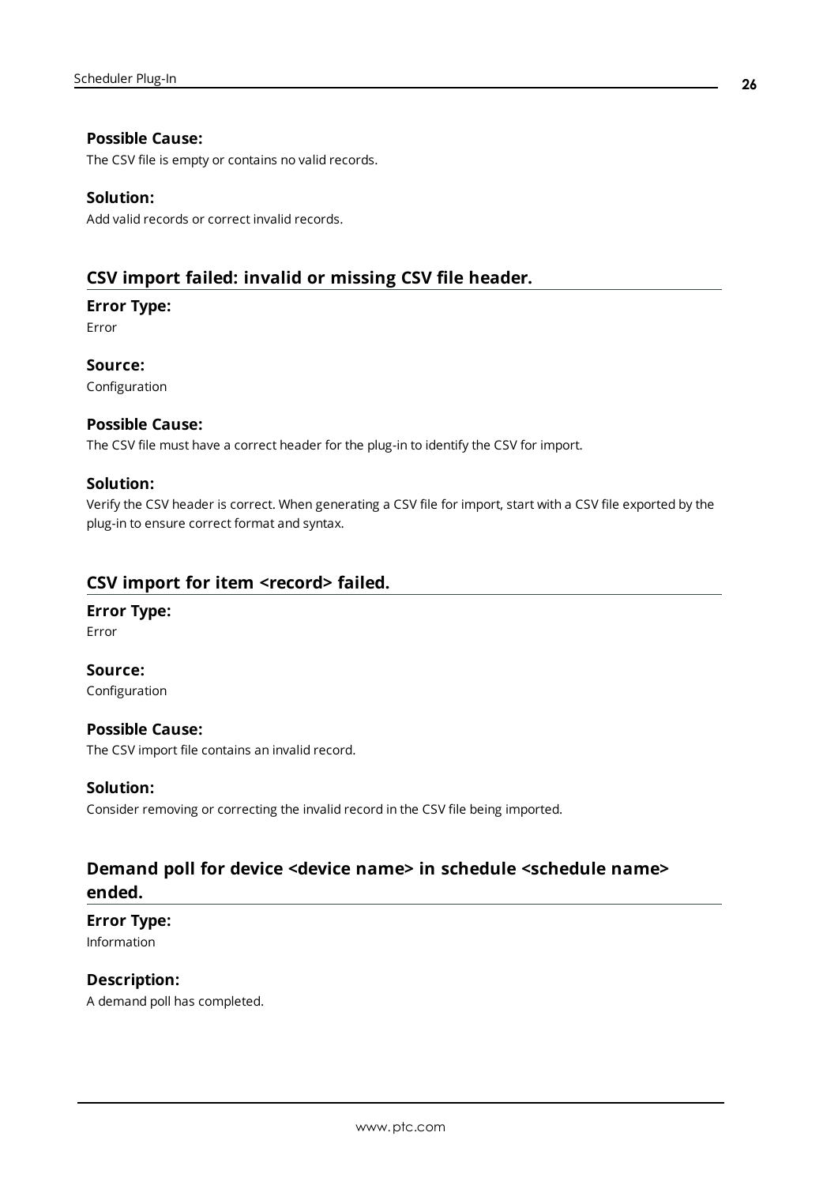### Possible Cause:

The CSV file is empty or contains no valid records.

### Solution:

Add valid records or correct invalid records.

## CSV import failed: invalid or missing CSV file header.

### Error Type:

Error

### Source:

Configuration

### Possible Cause:

The CSV file must have a correct header for the plug-in to identify the CSV for import.

### Solution:

Verify the CSV header is correct. When generating a CSV file for import, start with a CSV file exported by the plug-in to ensure correct format and syntax.

## CSV import for item <record> failed.

### Error Type:

Error

### Source:

Configuration

### Possible Cause:

The CSV import file contains an invalid record.

### Solution:

Consider removing or correcting the invalid record in the CSV file being imported.

## Demand poll for device <device name> in schedule <schedule name> ended.

### Error Type:

Information

### Description:

A demand poll has completed.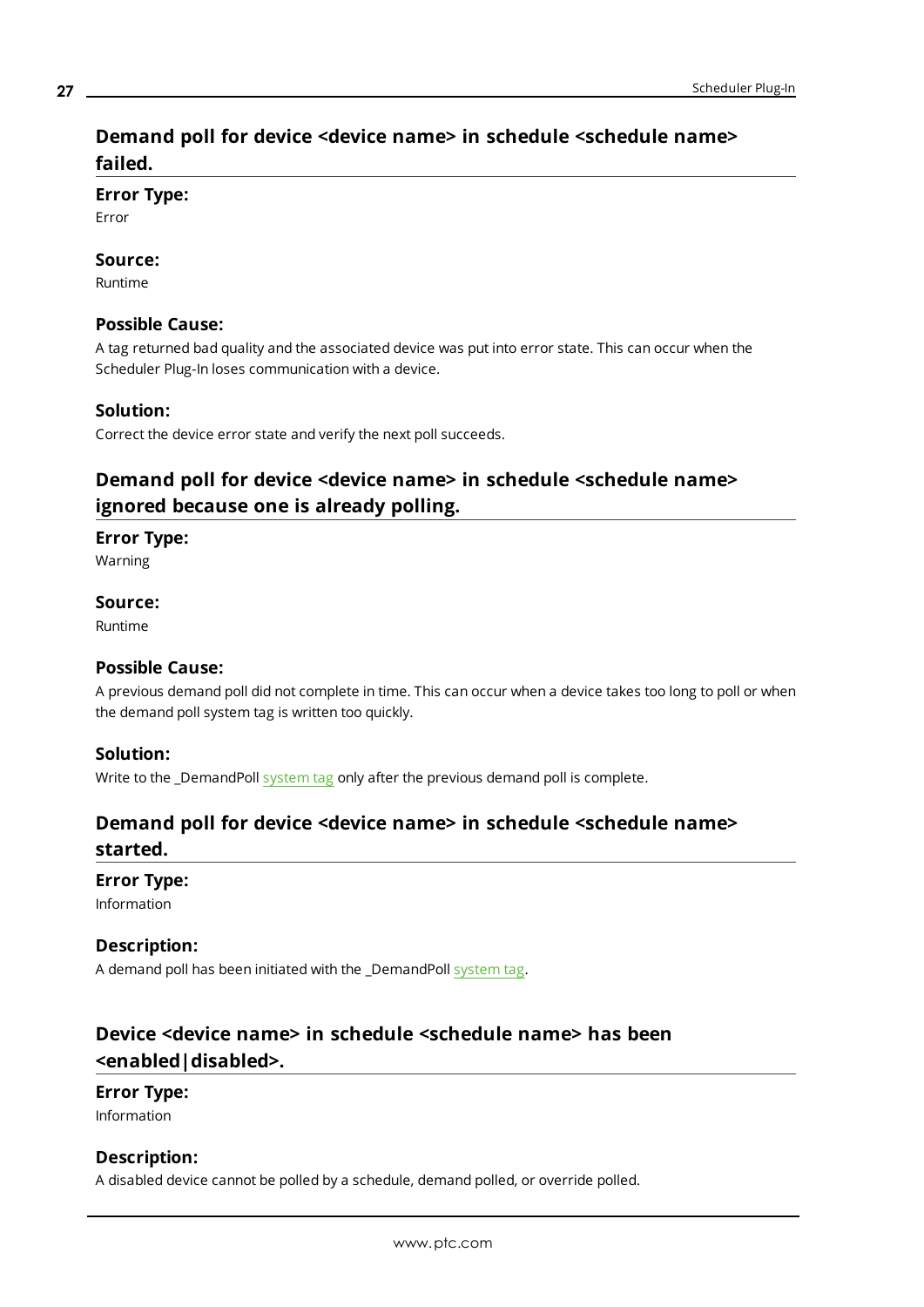## Demand poll for device <device name> in schedule <schedule name> failed.

### Error Type:
Error

### Source:
Runtime

### Possible Cause:
A tag returned bad quality and the associated device was put into error state. This can occur when the Scheduler Plug-In loses communication with a device.

### Solution:
Correct the device error state and verify the next poll succeeds.

## Demand poll for device <device name> in schedule <schedule name> ignored because one is already polling.

### Error Type:
Warning

### Source:
Runtime

### Possible Cause:
A previous demand poll did not complete in time. This can occur when a device takes too long to poll or when the demand poll system tag is written too quickly.

### Solution:
Write to the _DemandPoll system tag only after the previous demand poll is complete.

## Demand poll for device <device name> in schedule <schedule name> started.

### Error Type:
Information

### Description:
A demand poll has been initiated with the _DemandPoll system tag.

## Device <device name> in schedule <schedule name> has been <enabled|disabled>.

### Error Type:
Information

### Description:
A disabled device cannot be polled by a schedule, demand polled, or override polled.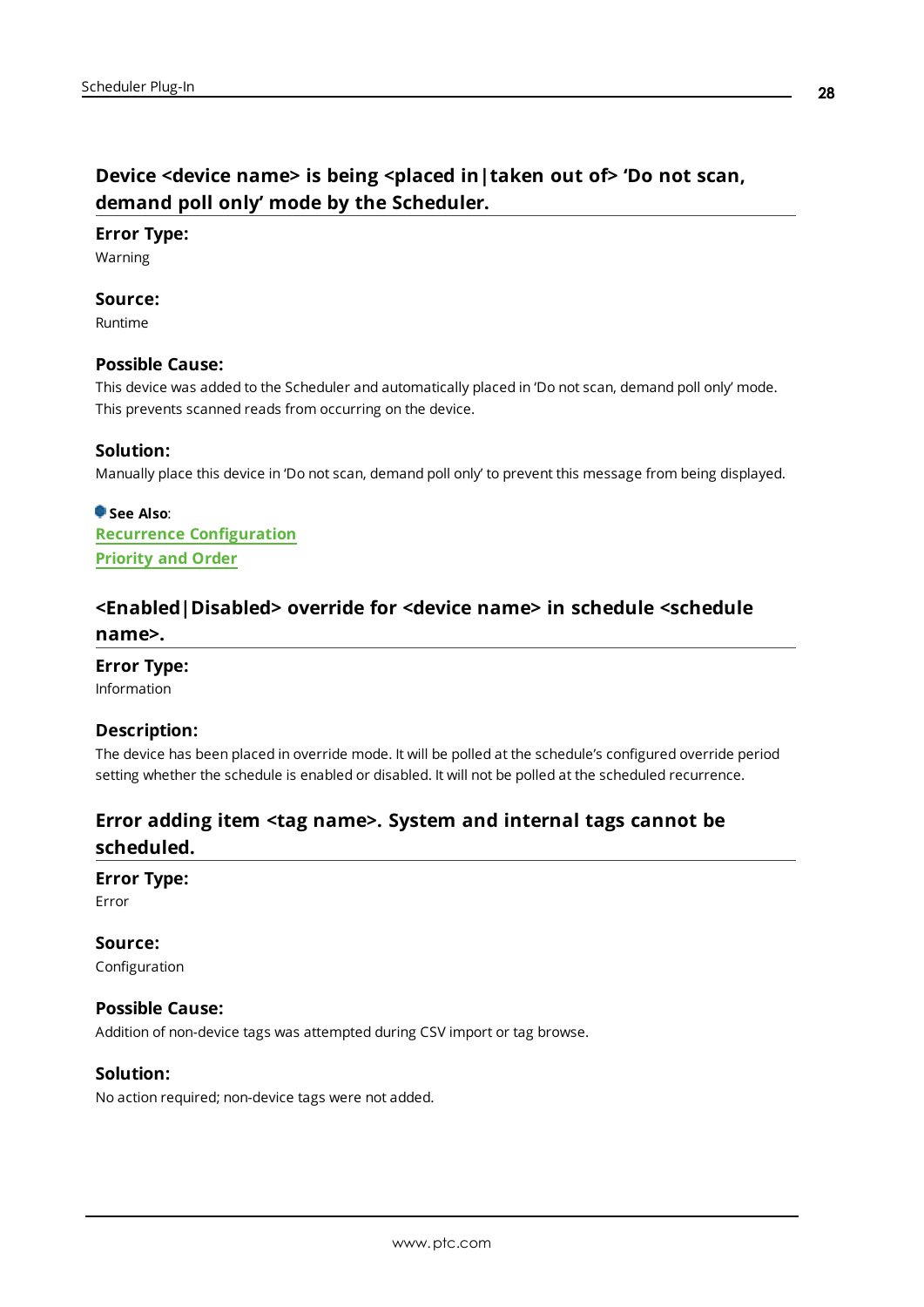## Device <device name> is being <placed in|taken out of> 'Do not scan, demand poll only' mode by the Scheduler.

### Error Type:

Warning

### Source:

Runtime

### Possible Cause:

This device was added to the Scheduler and automatically placed in 'Do not scan, demand poll only' mode. This prevents scanned reads from occurring on the device.

### Solution:

Manually place this device in 'Do not scan, demand poll only' to prevent this message from being displayed.

**See Also**:
**Recurrence Configuration**
**Priority and Order**

## <Enabled|Disabled> override for <device name> in schedule <schedule name>.

### Error Type:

Information

### Description:

The device has been placed in override mode. It will be polled at the schedule's configured override period setting whether the schedule is enabled or disabled. It will not be polled at the scheduled recurrence.

## Error adding item <tag name>. System and internal tags cannot be scheduled.

### Error Type:

Error

### Source:

Configuration

### Possible Cause:

Addition of non-device tags was attempted during CSV import or tag browse.

### Solution:

No action required; non-device tags were not added.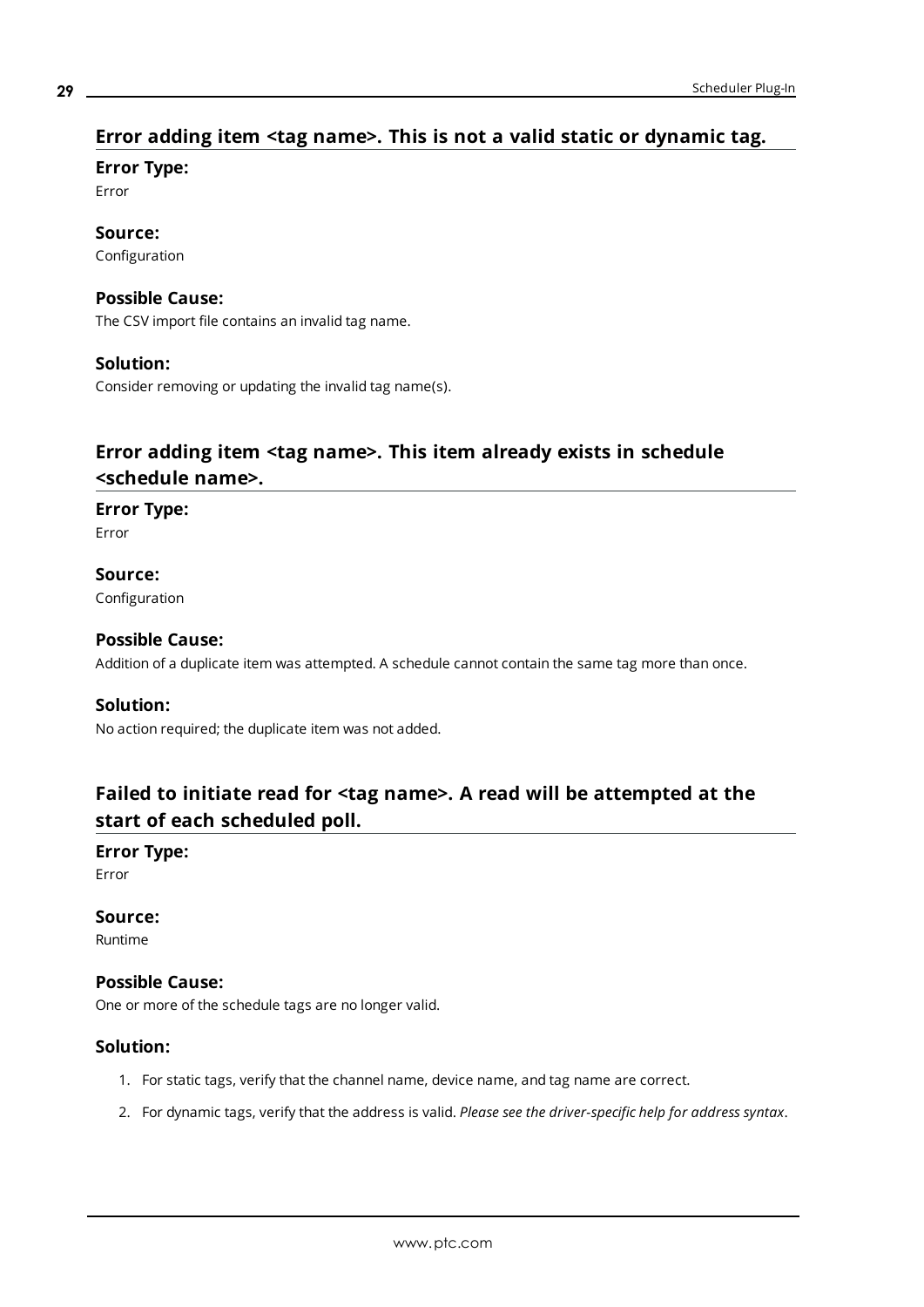## Error adding item <tag name>. This is not a valid static or dynamic tag.

**Error Type:**
Error

**Source:**
Configuration

**Possible Cause:**
The CSV import file contains an invalid tag name.

**Solution:**
Consider removing or updating the invalid tag name(s).

## Error adding item <tag name>. This item already exists in schedule <schedule name>.

**Error Type:**
Error

**Source:**
Configuration

**Possible Cause:**
Addition of a duplicate item was attempted. A schedule cannot contain the same tag more than once.

**Solution:**
No action required; the duplicate item was not added.

## Failed to initiate read for <tag name>. A read will be attempted at the start of each scheduled poll.

**Error Type:**
Error

**Source:**
Runtime

**Possible Cause:**
One or more of the schedule tags are no longer valid.

**Solution:**

1. For static tags, verify that the channel name, device name, and tag name are correct.
2. For dynamic tags, verify that the address is valid. *Please see the driver-specific help for address syntax*.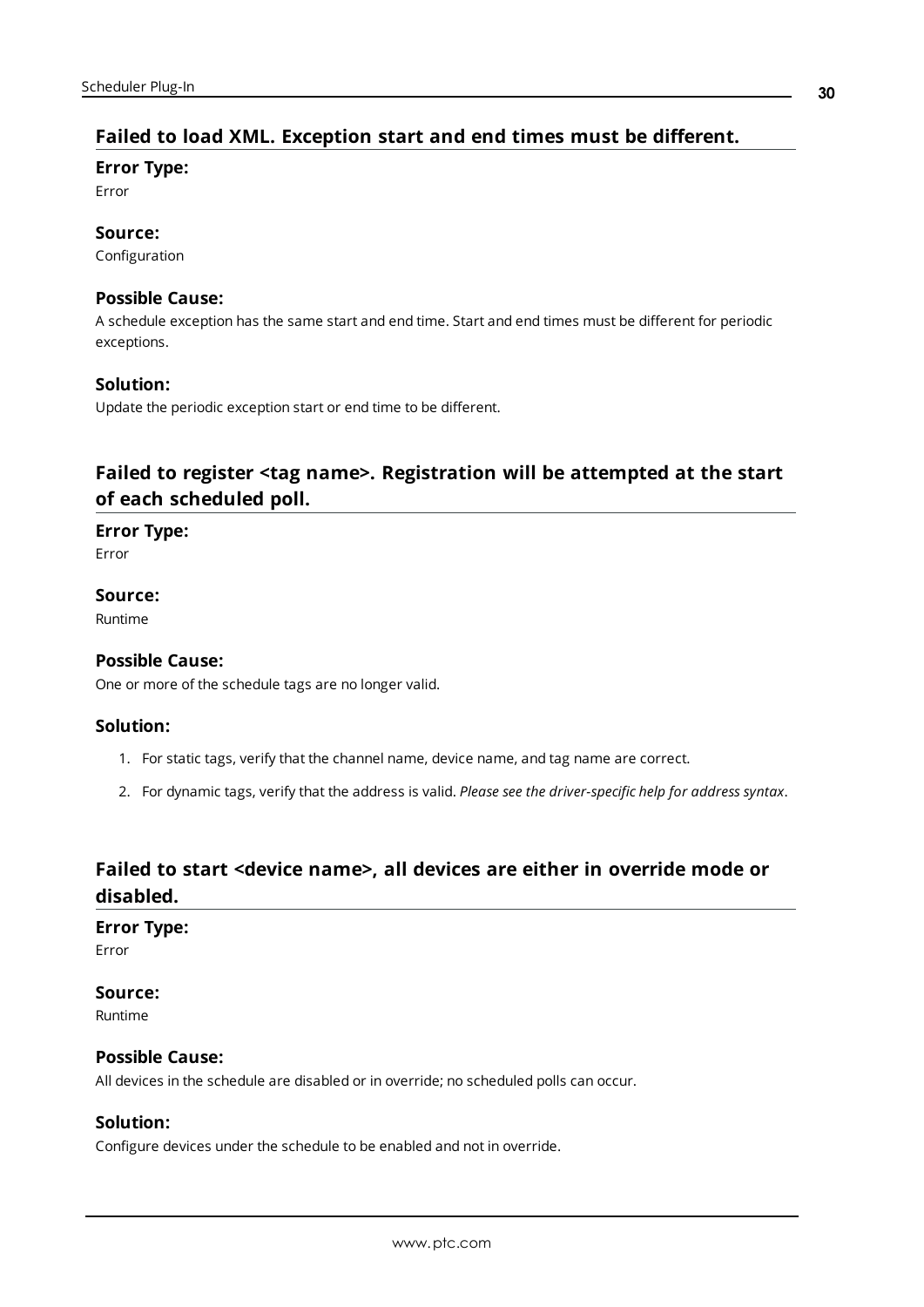## Failed to load XML. Exception start and end times must be different.

### Error Type:

Error

### Source:

Configuration

### Possible Cause:

A schedule exception has the same start and end time. Start and end times must be different for periodic exceptions.

### Solution:

Update the periodic exception start or end time to be different.

## Failed to register <tag name>. Registration will be attempted at the start of each scheduled poll.

### Error Type:

Error

### Source:

Runtime

### Possible Cause:

One or more of the schedule tags are no longer valid.

### Solution:

1. For static tags, verify that the channel name, device name, and tag name are correct.
2. For dynamic tags, verify that the address is valid. *Please see the driver-specific help for address syntax*.

## Failed to start <device name>, all devices are either in override mode or disabled.

### Error Type:

Error

### Source:

Runtime

### Possible Cause:

All devices in the schedule are disabled or in override; no scheduled polls can occur.

### Solution:

Configure devices under the schedule to be enabled and not in override.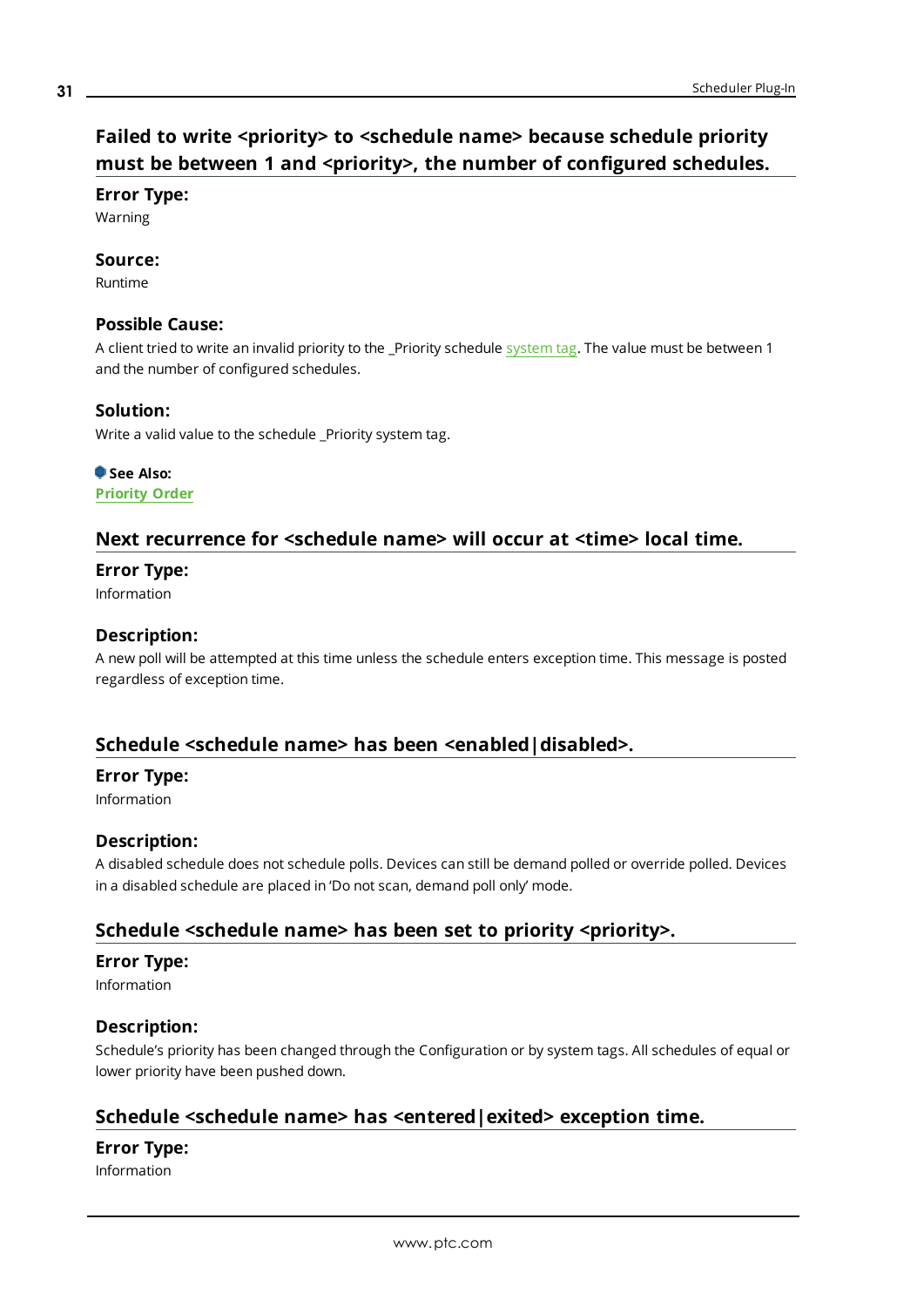## Failed to write <priority> to <schedule name> because schedule priority must be between 1 and <priority>, the number of configured schedules.

**Error Type:**
Warning

**Source:**
Runtime

**Possible Cause:**
A client tried to write an invalid priority to the _Priority schedule system tag. The value must be between 1 and the number of configured schedules.

**Solution:**
Write a valid value to the schedule _Priority system tag.

**See Also:**
**Priority Order**

## Next recurrence for <schedule name> will occur at <time> local time.

**Error Type:**
Information

**Description:**
A new poll will be attempted at this time unless the schedule enters exception time. This message is posted regardless of exception time.

## Schedule <schedule name> has been <enabled|disabled>.

**Error Type:**
Information

**Description:**
A disabled schedule does not schedule polls. Devices can still be demand polled or override polled. Devices in a disabled schedule are placed in 'Do not scan, demand poll only' mode.

## Schedule <schedule name> has been set to priority <priority>.

**Error Type:**
Information

**Description:**
Schedule's priority has been changed through the Configuration or by system tags. All schedules of equal or lower priority have been pushed down.

## Schedule <schedule name> has <entered|exited> exception time.

**Error Type:**
Information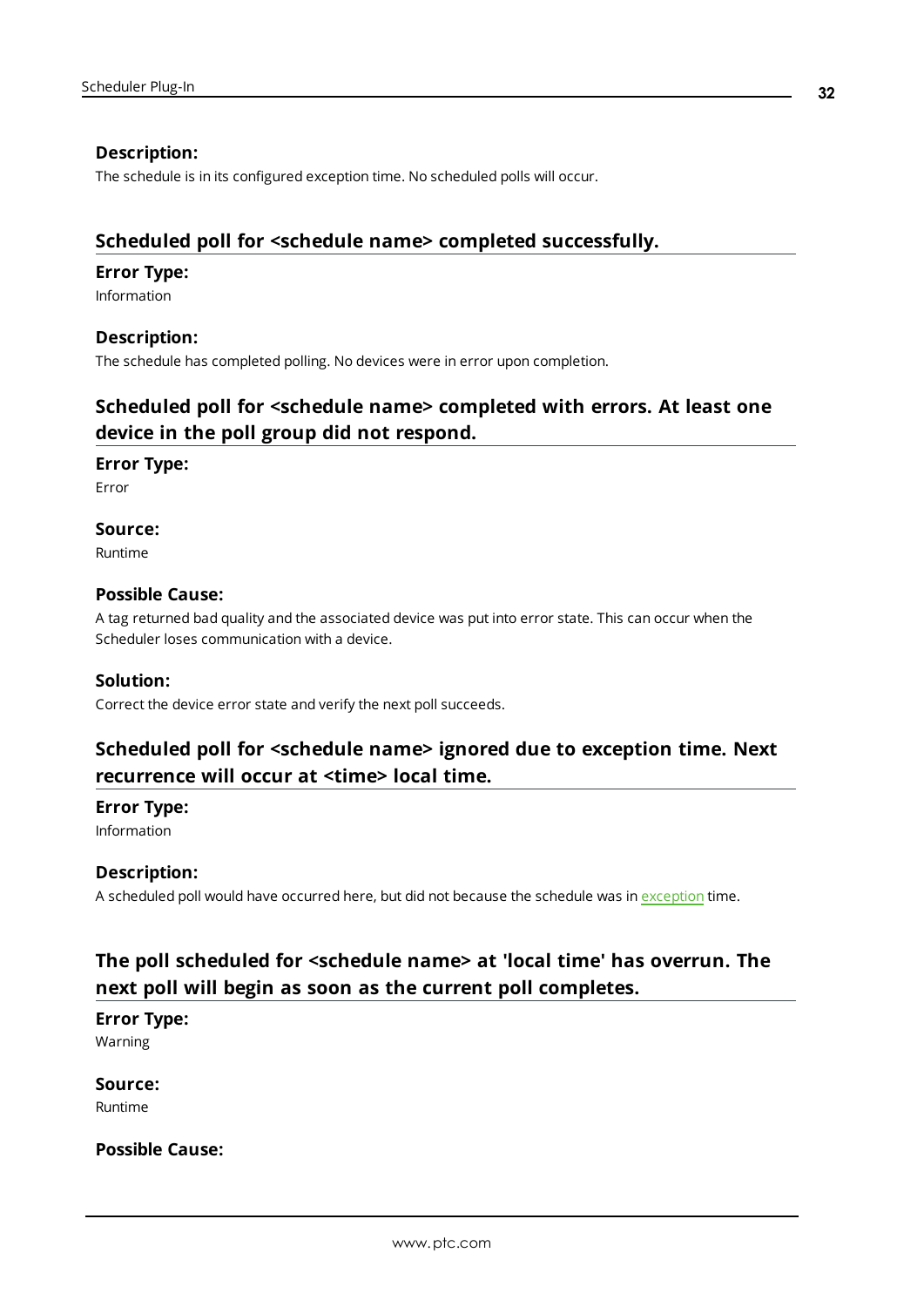### Description:

The schedule is in its configured exception time. No scheduled polls will occur.

## Scheduled poll for <schedule name> completed successfully.

### Error Type:

Information

### Description:

The schedule has completed polling. No devices were in error upon completion.

## Scheduled poll for <schedule name> completed with errors. At least one device in the poll group did not respond.

### Error Type:

Error

### Source:

Runtime

### Possible Cause:

A tag returned bad quality and the associated device was put into error state. This can occur when the Scheduler loses communication with a device.

### Solution:

Correct the device error state and verify the next poll succeeds.

## Scheduled poll for <schedule name> ignored due to exception time. Next recurrence will occur at <time> local time.

### Error Type:

Information

### Description:

A scheduled poll would have occurred here, but did not because the schedule was in exception time.

## The poll scheduled for <schedule name> at 'local time' has overrun. The next poll will begin as soon as the current poll completes.

### Error Type:

Warning

### Source:

Runtime

### Possible Cause: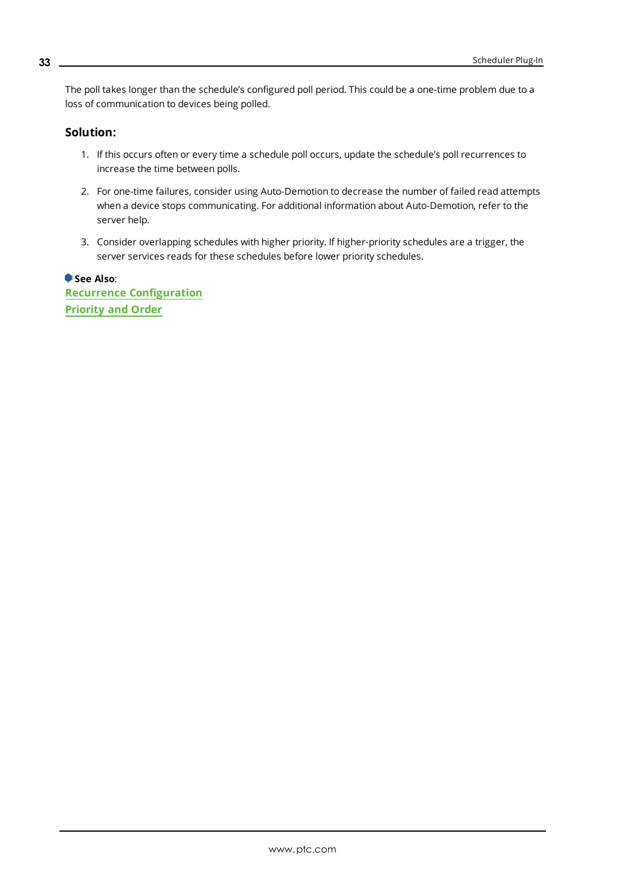The poll takes longer than the schedule's configured poll period. This could be a one-time problem due to a loss of communication to devices being polled.

### Solution:

1. If this occurs often or every time a schedule poll occurs, update the schedule's poll recurrences to increase the time between polls.
2. For one-time failures, consider using Auto-Demotion to decrease the number of failed read attempts when a device stops communicating. For additional information about Auto-Demotion, refer to the server help.
3. Consider overlapping schedules with higher priority. If higher-priority schedules are a trigger, the server services reads for these schedules before lower priority schedules.

**See Also**:
**Recurrence Configuration**
**Priority and Order**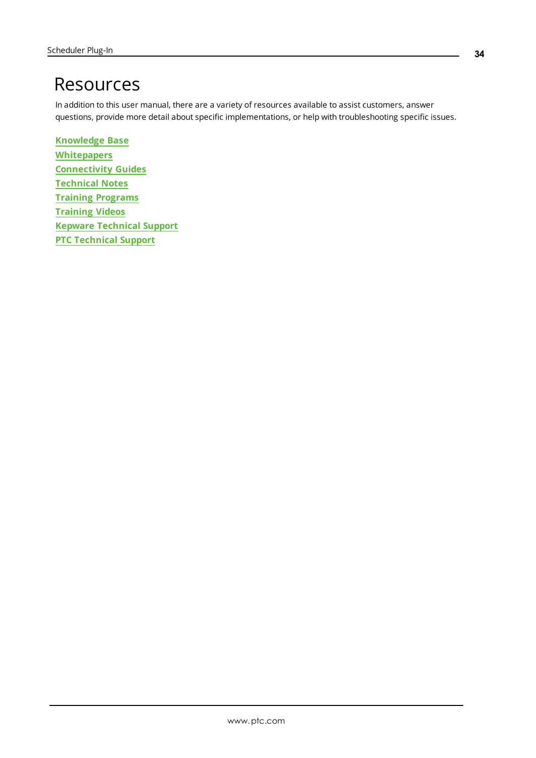# Resources

In addition to this user manual, there are a variety of resources available to assist customers, answer questions, provide more detail about specific implementations, or help with troubleshooting specific issues.

**Knowledge Base**
**Whitepapers**
**Connectivity Guides**
**Technical Notes**
**Training Programs**
**Training Videos**
**Kepware Technical Support**
**PTC Technical Support**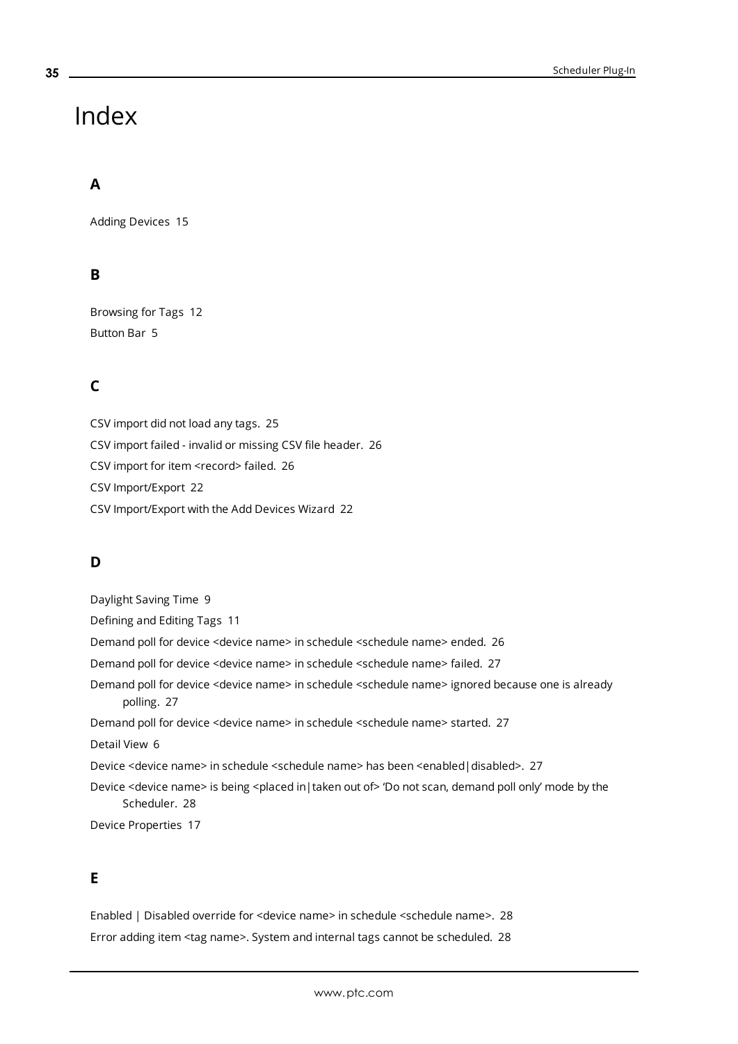# Index

## A

Adding Devices 15

## B

Browsing for Tags 12

Button Bar 5

## C

CSV import did not load any tags. 25

CSV import failed - invalid or missing CSV file header. 26

CSV import for item <record> failed. 26

CSV Import/Export 22

CSV Import/Export with the Add Devices Wizard 22

## D

Daylight Saving Time 9

Defining and Editing Tags 11

Demand poll for device <device name> in schedule <schedule name> ended. 26

Demand poll for device <device name> in schedule <schedule name> failed. 27

Demand poll for device <device name> in schedule <schedule name> ignored because one is already polling. 27

Demand poll for device <device name> in schedule <schedule name> started. 27

Detail View 6

Device <device name> in schedule <schedule name> has been <enabled|disabled>. 27

Device <device name> is being <placed in|taken out of> 'Do not scan, demand poll only' mode by the Scheduler. 28

Device Properties 17

## E

Enabled | Disabled override for <device name> in schedule <schedule name>. 28

Error adding item <tag name>. System and internal tags cannot be scheduled. 28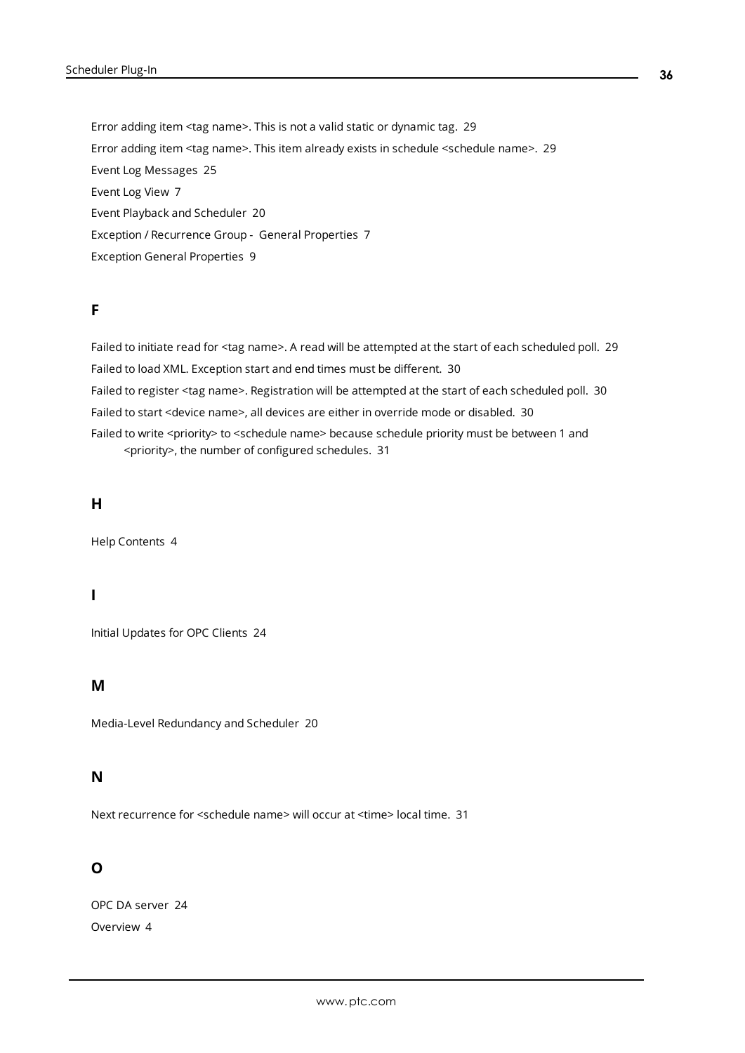Error adding item <tag name>. This is not a valid static or dynamic tag. 29

Error adding item <tag name>. This item already exists in schedule <schedule name>. 29

Event Log Messages 25

Event Log View 7

Event Playback and Scheduler 20

Exception / Recurrence Group - General Properties 7

Exception General Properties 9

## F

Failed to initiate read for <tag name>. A read will be attempted at the start of each scheduled poll. 29

Failed to load XML. Exception start and end times must be different. 30

Failed to register <tag name>. Registration will be attempted at the start of each scheduled poll. 30

Failed to start <device name>, all devices are either in override mode or disabled. 30

Failed to write <priority> to <schedule name> because schedule priority must be between 1 and <priority>, the number of configured schedules. 31

## H

Help Contents 4

## I

Initial Updates for OPC Clients 24

## M

Media-Level Redundancy and Scheduler 20

## N

Next recurrence for <schedule name> will occur at <time> local time. 31

## O

OPC DA server 24

Overview 4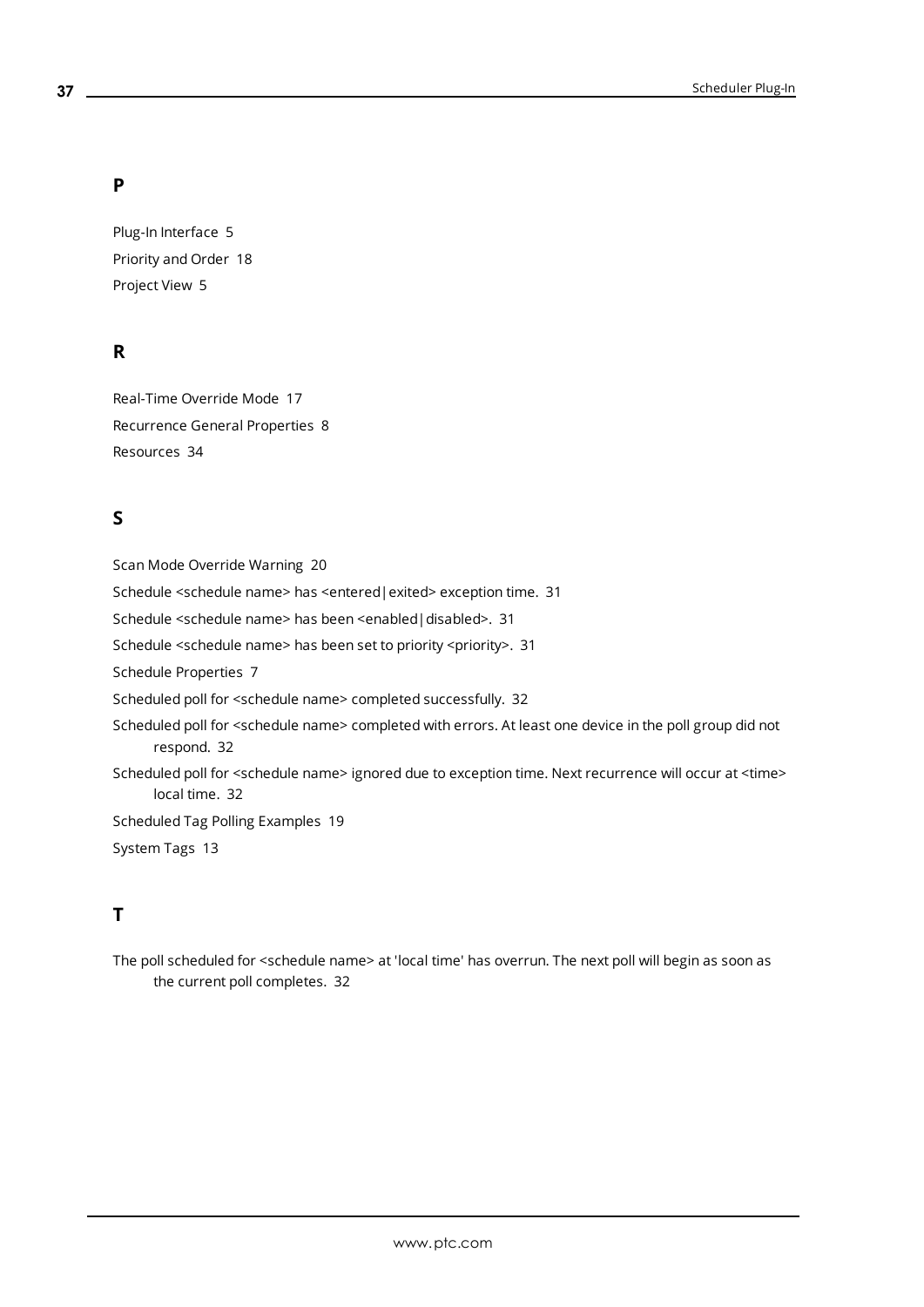## P

Plug-In Interface 5

Priority and Order 18

Project View 5

## R

Real-Time Override Mode 17

Recurrence General Properties 8

Resources 34

## S

Scan Mode Override Warning 20

Schedule <schedule name> has <entered|exited> exception time. 31

Schedule <schedule name> has been <enabled|disabled>. 31

Schedule <schedule name> has been set to priority <priority>. 31

Schedule Properties 7

Scheduled poll for <schedule name> completed successfully. 32

Scheduled poll for <schedule name> completed with errors. At least one device in the poll group did not respond. 32

Scheduled poll for <schedule name> ignored due to exception time. Next recurrence will occur at <time> local time. 32

Scheduled Tag Polling Examples 19

System Tags 13

## T

The poll scheduled for <schedule name> at 'local time' has overrun. The next poll will begin as soon as the current poll completes. 32